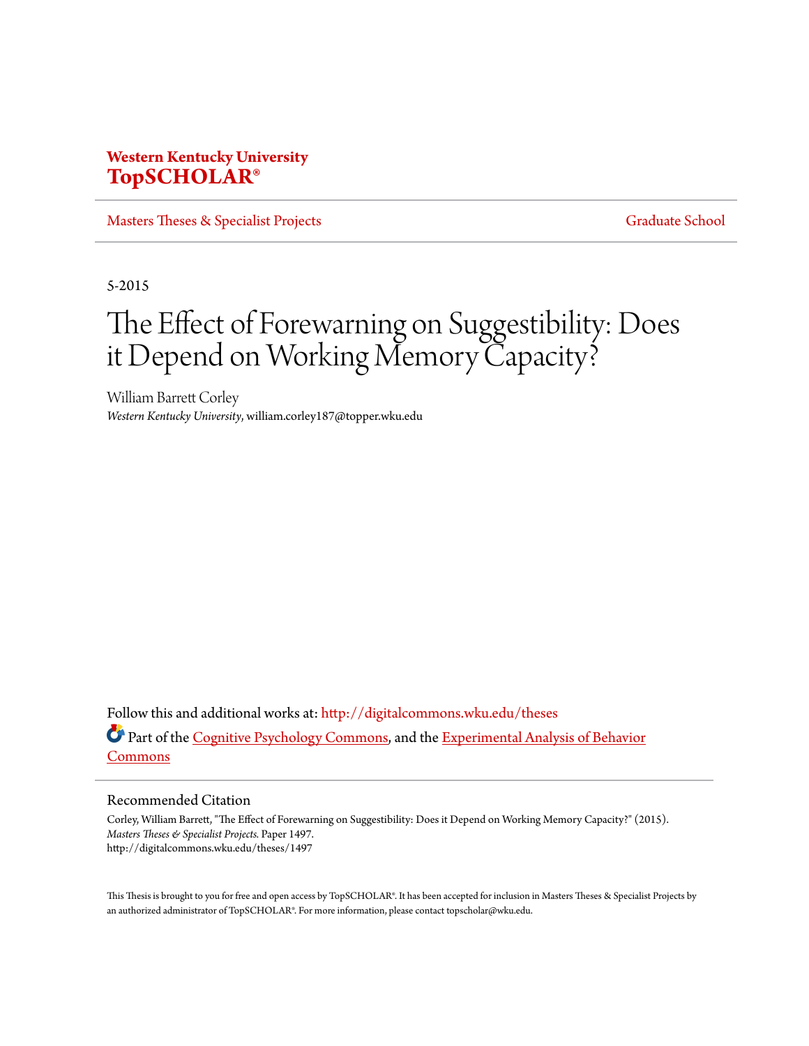**Western Kentucky University**
**TopSCHOLAR®**

Masters Theses & Specialist Projects | Graduate School

5-2015

# The Effect of Forewarning on Suggestibility: Does it Depend on Working Memory Capacity?

William Barrett Corley
*Western Kentucky University*, william.corley187@topper.wku.edu

Follow this and additional works at: http://digitalcommons.wku.edu/theses

Part of the Cognitive Psychology Commons, and the Experimental Analysis of Behavior Commons

## Recommended Citation

Corley, William Barrett, "The Effect of Forewarning on Suggestibility: Does it Depend on Working Memory Capacity?" (2015). *Masters Theses & Specialist Projects.* Paper 1497.
http://digitalcommons.wku.edu/theses/1497

This Thesis is brought to you for free and open access by TopSCHOLAR®. It has been accepted for inclusion in Masters Theses & Specialist Projects by an authorized administrator of TopSCHOLAR®. For more information, please contact topscholar@wku.edu.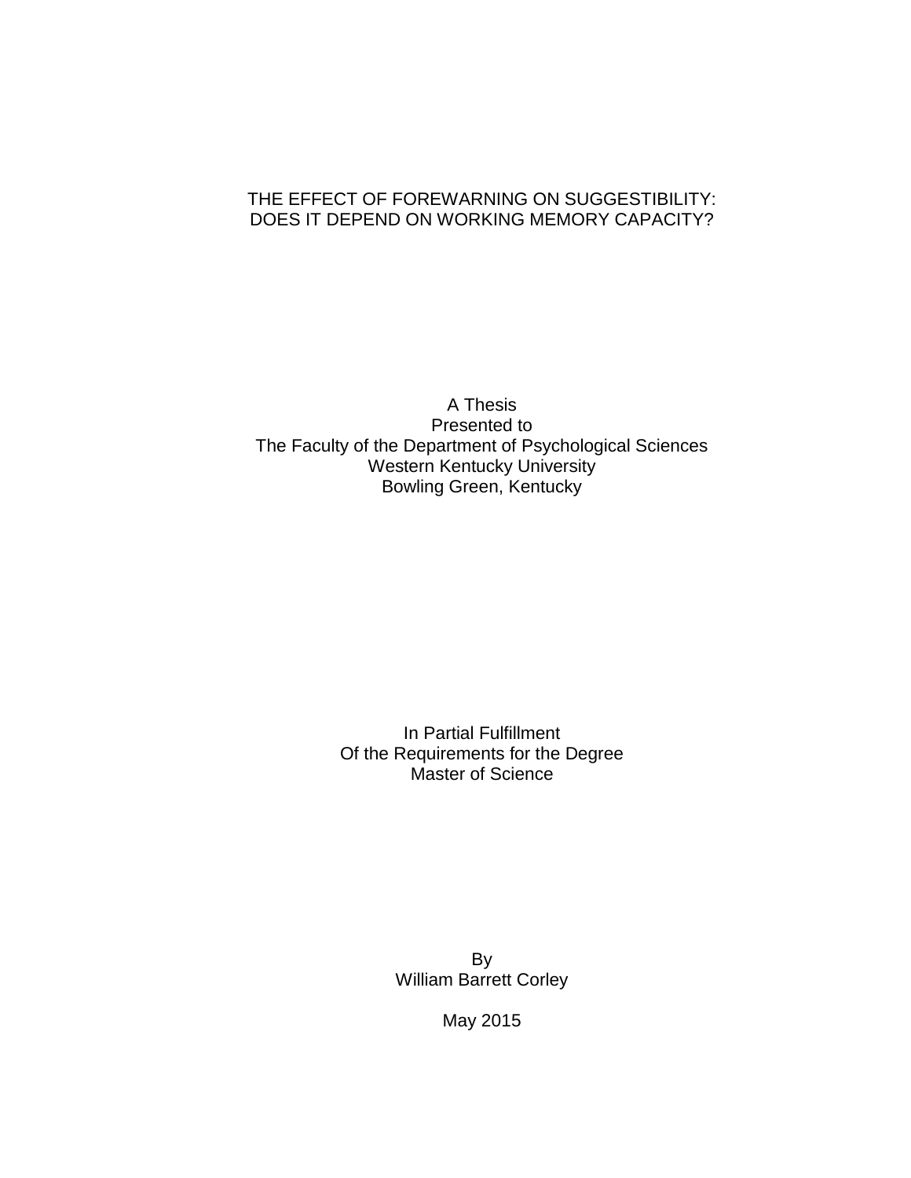# THE EFFECT OF FOREWARNING ON SUGGESTIBILITY: DOES IT DEPEND ON WORKING MEMORY CAPACITY?

A Thesis
Presented to
The Faculty of the Department of Psychological Sciences
Western Kentucky University
Bowling Green, Kentucky

In Partial Fulfillment
Of the Requirements for the Degree
Master of Science

By
William Barrett Corley

May 2015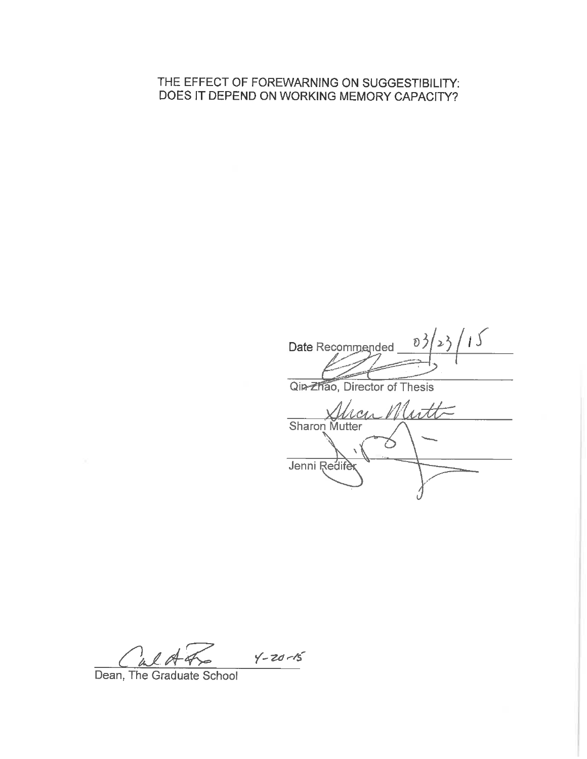THE EFFECT OF FOREWARNING ON SUGGESTIBILITY: DOES IT DEPEND ON WORKING MEMORY CAPACITY?

Date Recommended 03/23/15

Qin Zhao, Director of Thesis

Sharon Mutter

Jenni Redifer

4-20-15

Dean, The Graduate School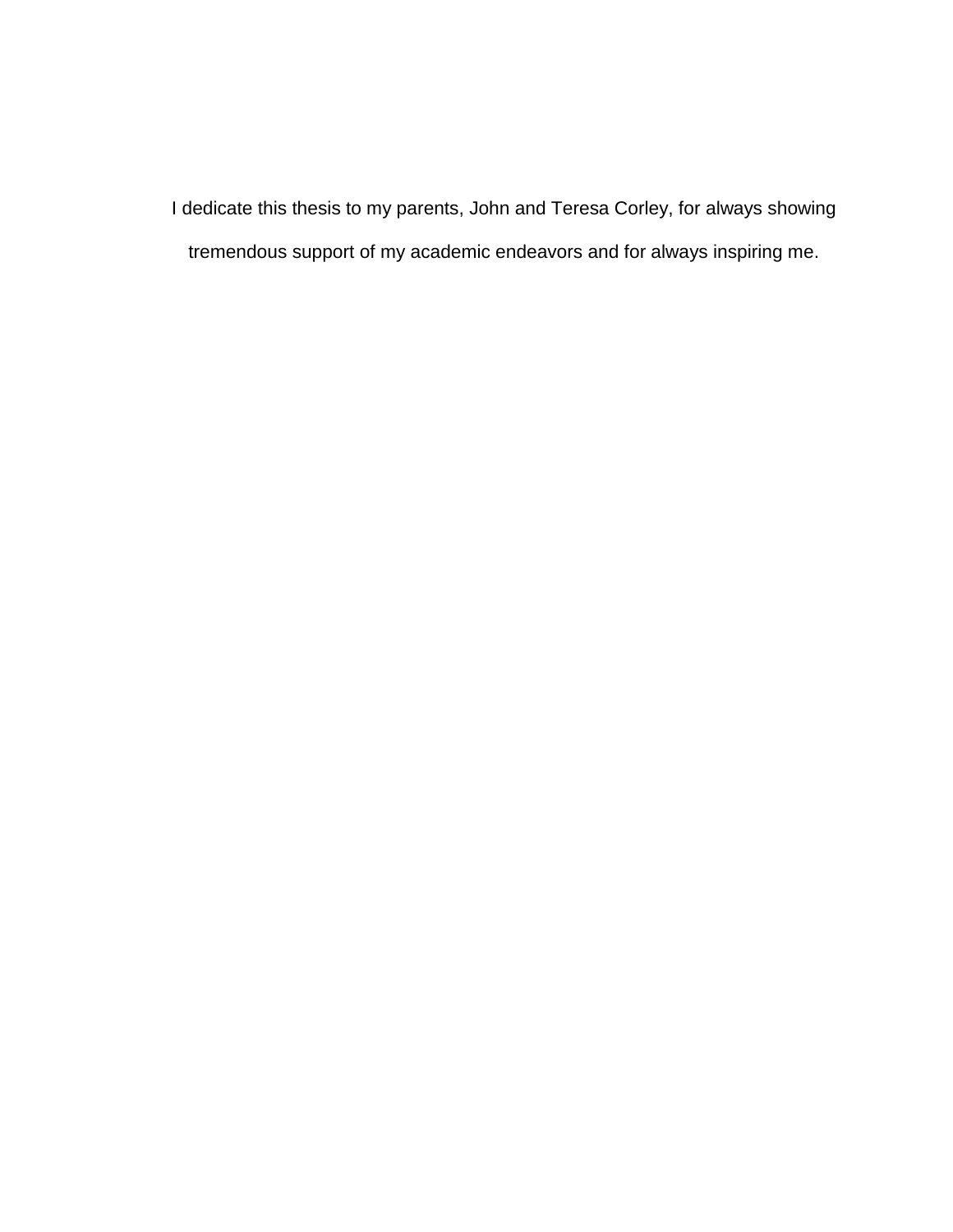I dedicate this thesis to my parents, John and Teresa Corley, for always showing tremendous support of my academic endeavors and for always inspiring me.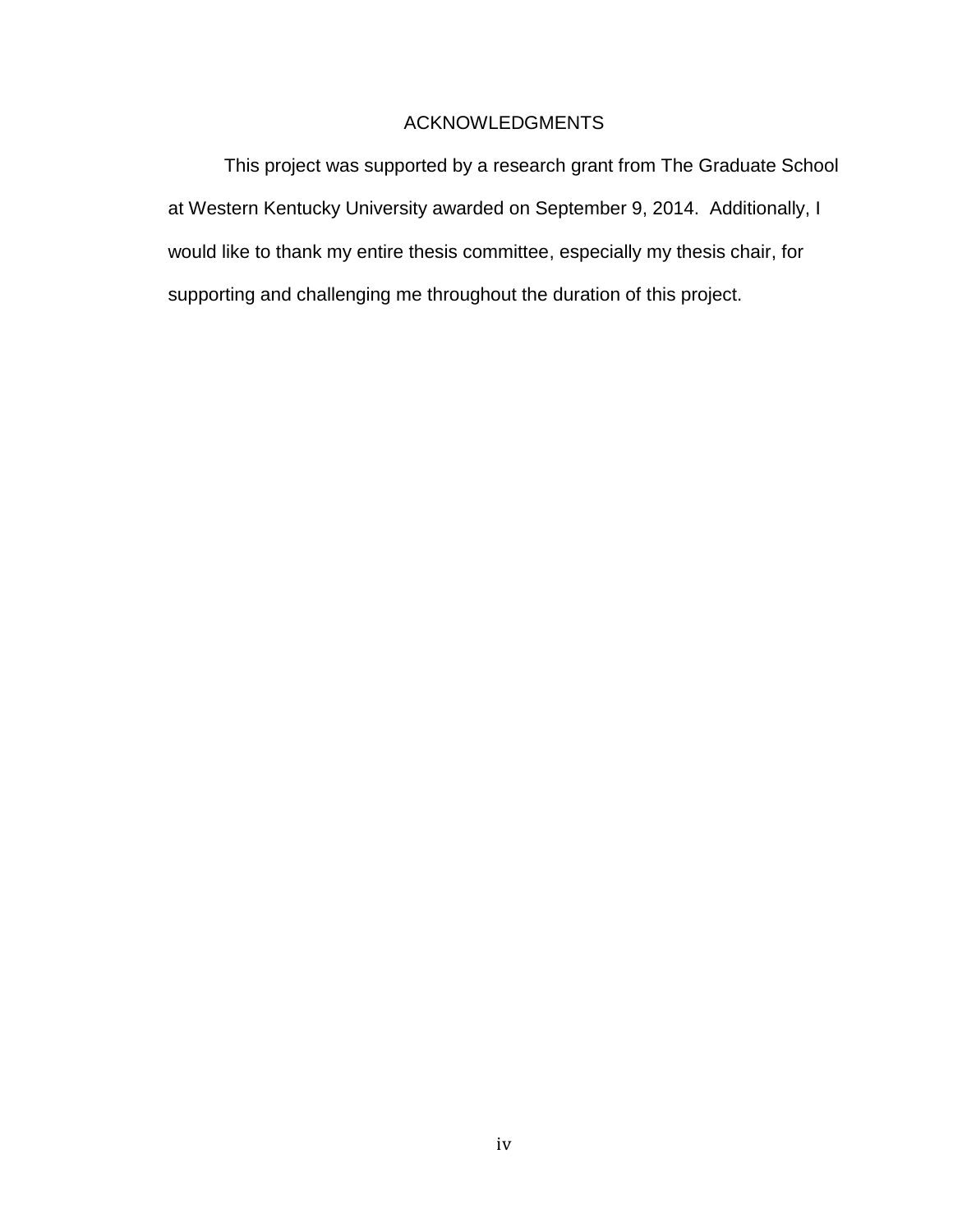# ACKNOWLEDGMENTS

This project was supported by a research grant from The Graduate School at Western Kentucky University awarded on September 9, 2014. Additionally, I would like to thank my entire thesis committee, especially my thesis chair, for supporting and challenging me throughout the duration of this project.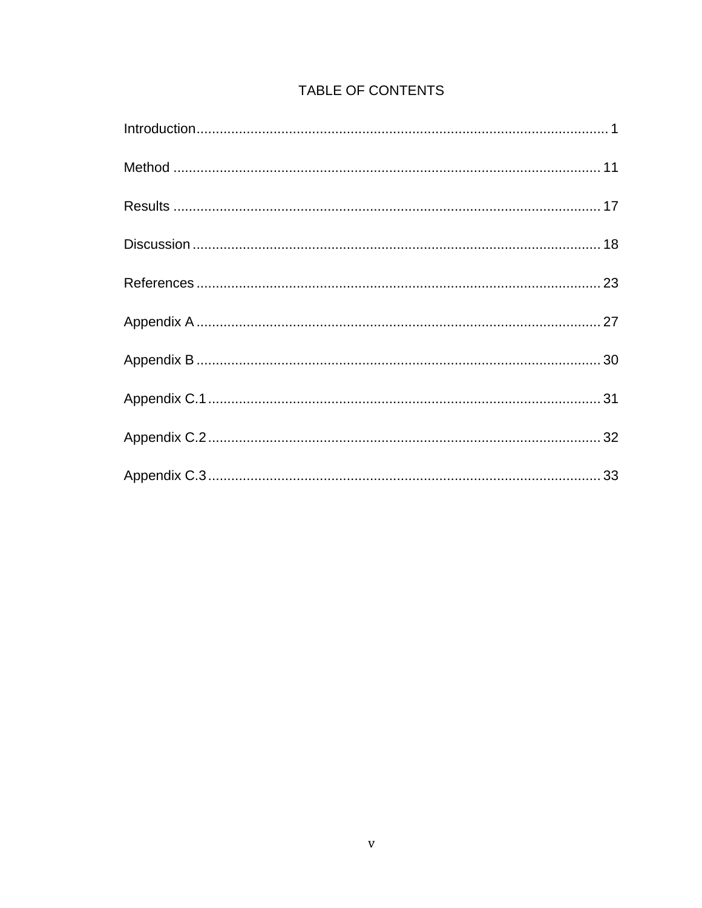# TABLE OF CONTENTS

Introduction........................................................................................................... 1

Method ................................................................................................................ 11

Results ................................................................................................................ 17

Discussion ........................................................................................................... 18

References .......................................................................................................... 23

Appendix A .......................................................................................................... 27

Appendix B .......................................................................................................... 30

Appendix C.1 ....................................................................................................... 31

Appendix C.2 ....................................................................................................... 32

Appendix C.3 ....................................................................................................... 33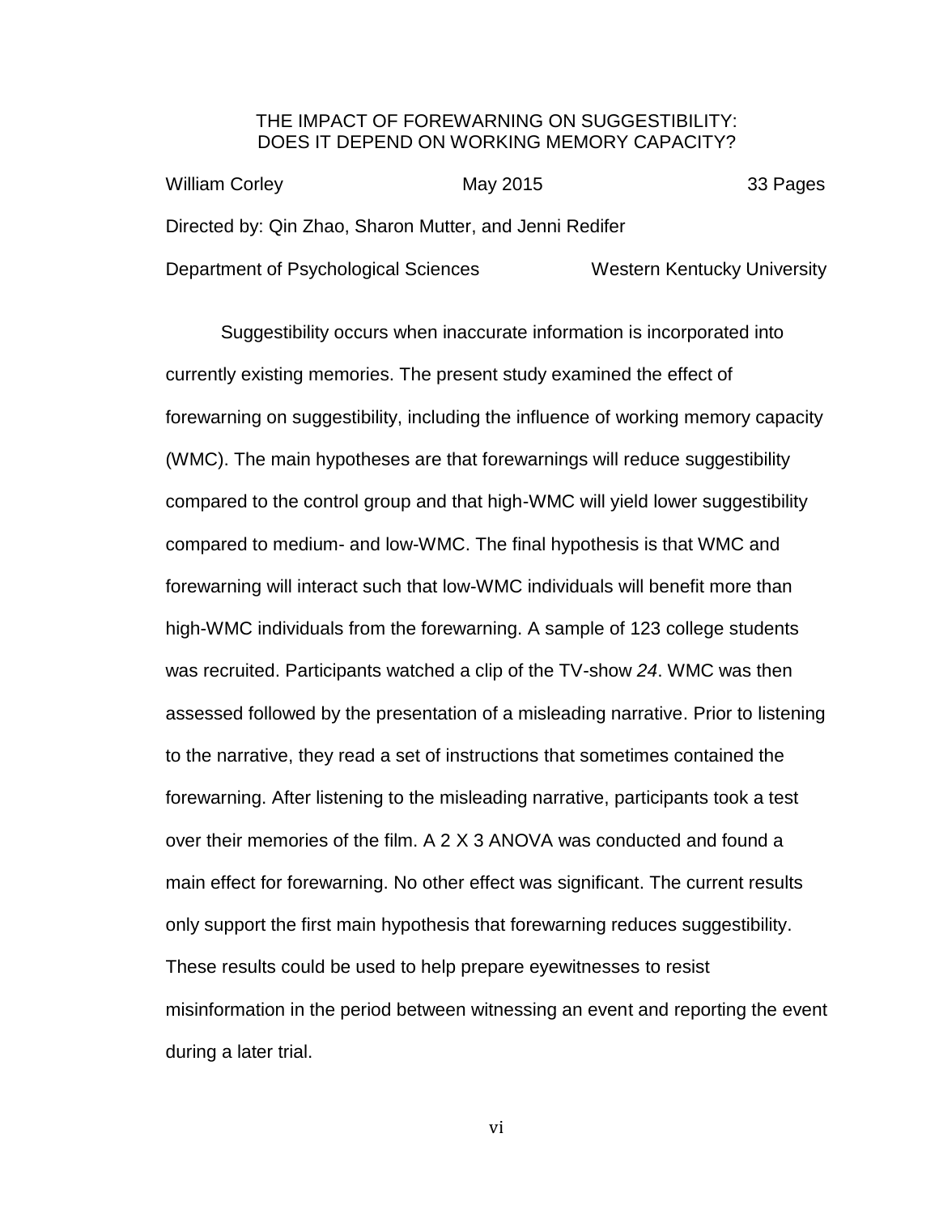THE IMPACT OF FOREWARNING ON SUGGESTIBILITY:
DOES IT DEPEND ON WORKING MEMORY CAPACITY?

William Corley May 2015 33 Pages

Directed by: Qin Zhao, Sharon Mutter, and Jenni Redifer

Department of Psychological Sciences Western Kentucky University

Suggestibility occurs when inaccurate information is incorporated into currently existing memories. The present study examined the effect of forewarning on suggestibility, including the influence of working memory capacity (WMC). The main hypotheses are that forewarnings will reduce suggestibility compared to the control group and that high-WMC will yield lower suggestibility compared to medium- and low-WMC. The final hypothesis is that WMC and forewarning will interact such that low-WMC individuals will benefit more than high-WMC individuals from the forewarning. A sample of 123 college students was recruited. Participants watched a clip of the TV-show *24*. WMC was then assessed followed by the presentation of a misleading narrative. Prior to listening to the narrative, they read a set of instructions that sometimes contained the forewarning. After listening to the misleading narrative, participants took a test over their memories of the film. A 2 X 3 ANOVA was conducted and found a main effect for forewarning. No other effect was significant. The current results only support the first main hypothesis that forewarning reduces suggestibility. These results could be used to help prepare eyewitnesses to resist misinformation in the period between witnessing an event and reporting the event during a later trial.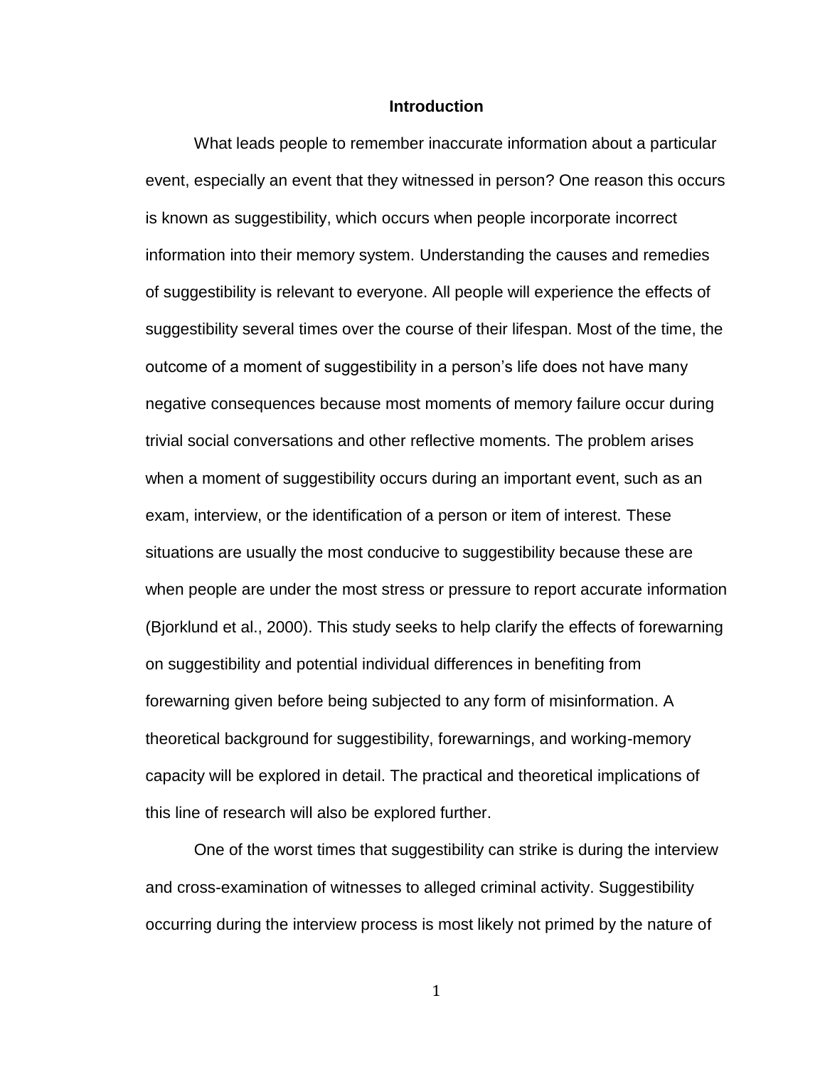# Introduction

What leads people to remember inaccurate information about a particular event, especially an event that they witnessed in person? One reason this occurs is known as suggestibility, which occurs when people incorporate incorrect information into their memory system. Understanding the causes and remedies of suggestibility is relevant to everyone. All people will experience the effects of suggestibility several times over the course of their lifespan. Most of the time, the outcome of a moment of suggestibility in a person's life does not have many negative consequences because most moments of memory failure occur during trivial social conversations and other reflective moments. The problem arises when a moment of suggestibility occurs during an important event, such as an exam, interview, or the identification of a person or item of interest. These situations are usually the most conducive to suggestibility because these are when people are under the most stress or pressure to report accurate information (Bjorklund et al., 2000). This study seeks to help clarify the effects of forewarning on suggestibility and potential individual differences in benefiting from forewarning given before being subjected to any form of misinformation. A theoretical background for suggestibility, forewarnings, and working-memory capacity will be explored in detail. The practical and theoretical implications of this line of research will also be explored further.

One of the worst times that suggestibility can strike is during the interview and cross-examination of witnesses to alleged criminal activity. Suggestibility occurring during the interview process is most likely not primed by the nature of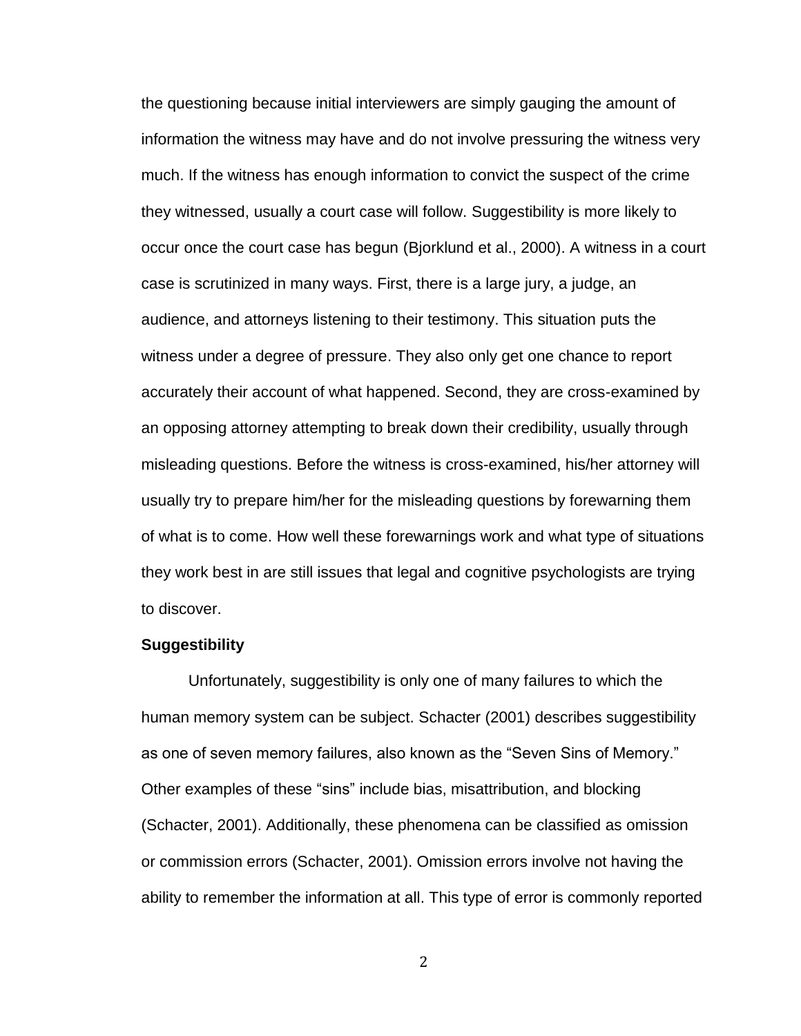the questioning because initial interviewers are simply gauging the amount of information the witness may have and do not involve pressuring the witness very much. If the witness has enough information to convict the suspect of the crime they witnessed, usually a court case will follow. Suggestibility is more likely to occur once the court case has begun (Bjorklund et al., 2000). A witness in a court case is scrutinized in many ways. First, there is a large jury, a judge, an audience, and attorneys listening to their testimony. This situation puts the witness under a degree of pressure. They also only get one chance to report accurately their account of what happened. Second, they are cross-examined by an opposing attorney attempting to break down their credibility, usually through misleading questions. Before the witness is cross-examined, his/her attorney will usually try to prepare him/her for the misleading questions by forewarning them of what is to come. How well these forewarnings work and what type of situations they work best in are still issues that legal and cognitive psychologists are trying to discover.

**Suggestibility**

Unfortunately, suggestibility is only one of many failures to which the human memory system can be subject. Schacter (2001) describes suggestibility as one of seven memory failures, also known as the "Seven Sins of Memory." Other examples of these "sins" include bias, misattribution, and blocking (Schacter, 2001). Additionally, these phenomena can be classified as omission or commission errors (Schacter, 2001). Omission errors involve not having the ability to remember the information at all. This type of error is commonly reported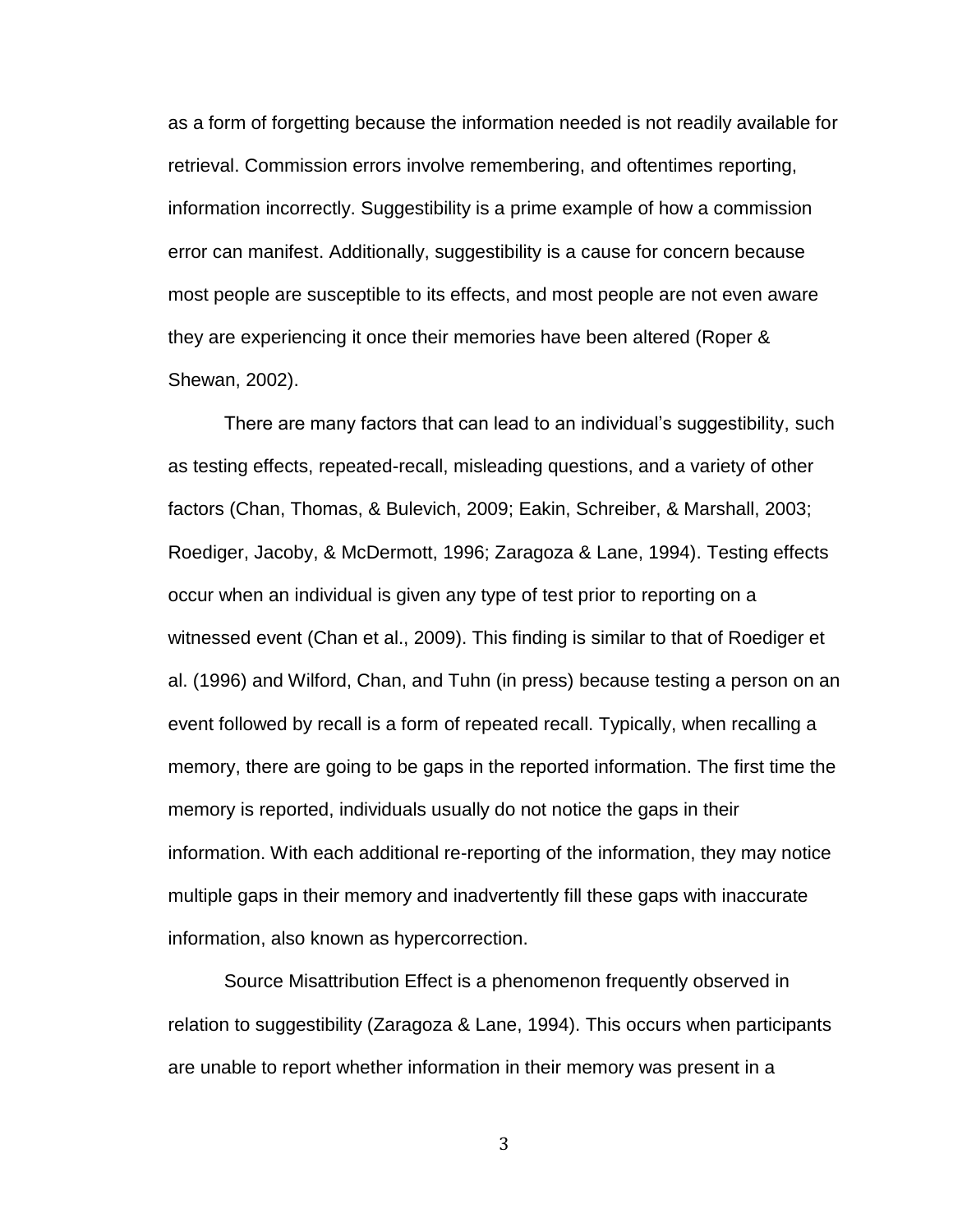as a form of forgetting because the information needed is not readily available for retrieval. Commission errors involve remembering, and oftentimes reporting, information incorrectly. Suggestibility is a prime example of how a commission error can manifest. Additionally, suggestibility is a cause for concern because most people are susceptible to its effects, and most people are not even aware they are experiencing it once their memories have been altered (Roper & Shewan, 2002).

There are many factors that can lead to an individual's suggestibility, such as testing effects, repeated-recall, misleading questions, and a variety of other factors (Chan, Thomas, & Bulevich, 2009; Eakin, Schreiber, & Marshall, 2003; Roediger, Jacoby, & McDermott, 1996; Zaragoza & Lane, 1994). Testing effects occur when an individual is given any type of test prior to reporting on a witnessed event (Chan et al., 2009). This finding is similar to that of Roediger et al. (1996) and Wilford, Chan, and Tuhn (in press) because testing a person on an event followed by recall is a form of repeated recall. Typically, when recalling a memory, there are going to be gaps in the reported information. The first time the memory is reported, individuals usually do not notice the gaps in their information. With each additional re-reporting of the information, they may notice multiple gaps in their memory and inadvertently fill these gaps with inaccurate information, also known as hypercorrection.

Source Misattribution Effect is a phenomenon frequently observed in relation to suggestibility (Zaragoza & Lane, 1994). This occurs when participants are unable to report whether information in their memory was present in a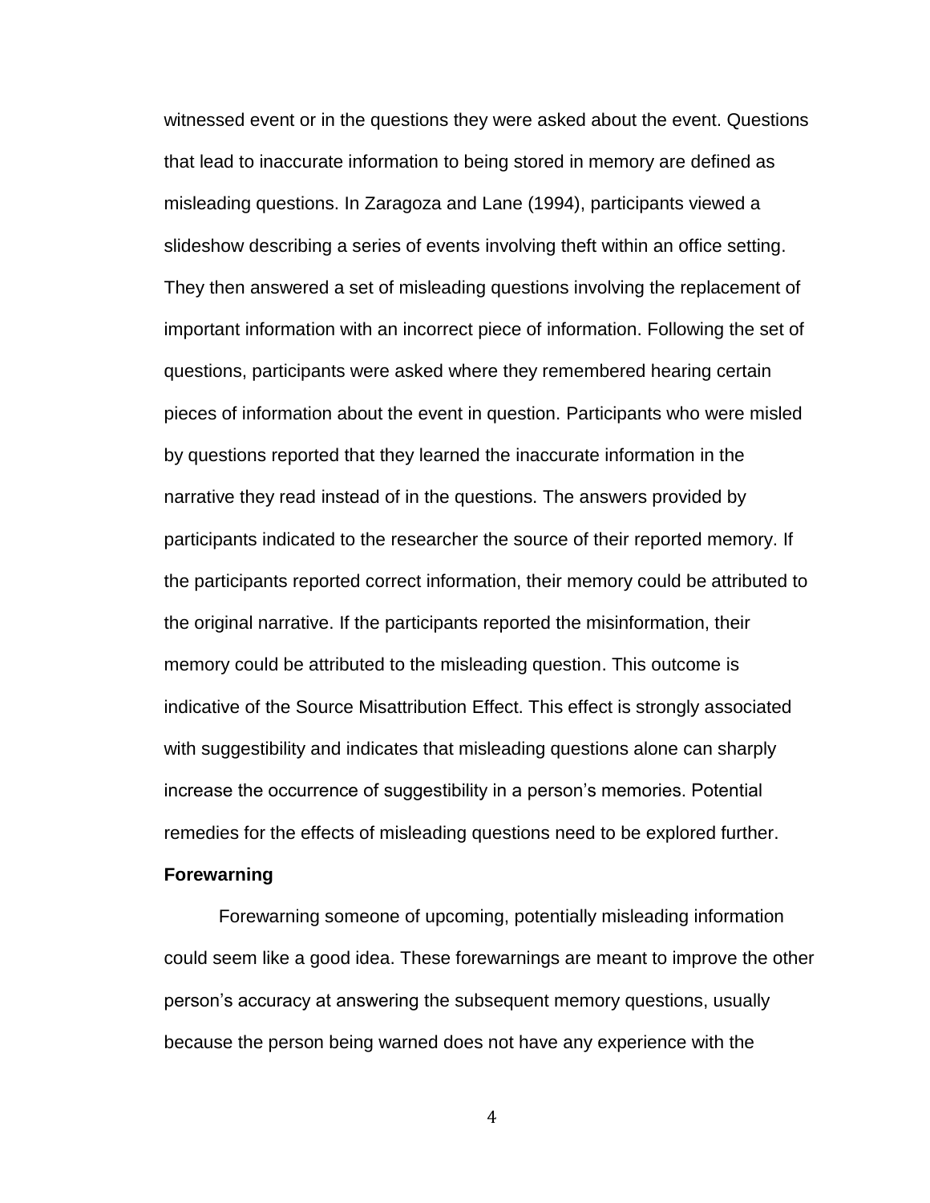witnessed event or in the questions they were asked about the event. Questions that lead to inaccurate information to being stored in memory are defined as misleading questions. In Zaragoza and Lane (1994), participants viewed a slideshow describing a series of events involving theft within an office setting. They then answered a set of misleading questions involving the replacement of important information with an incorrect piece of information. Following the set of questions, participants were asked where they remembered hearing certain pieces of information about the event in question. Participants who were misled by questions reported that they learned the inaccurate information in the narrative they read instead of in the questions. The answers provided by participants indicated to the researcher the source of their reported memory. If the participants reported correct information, their memory could be attributed to the original narrative. If the participants reported the misinformation, their memory could be attributed to the misleading question. This outcome is indicative of the Source Misattribution Effect. This effect is strongly associated with suggestibility and indicates that misleading questions alone can sharply increase the occurrence of suggestibility in a person's memories. Potential remedies for the effects of misleading questions need to be explored further.

**Forewarning**

Forewarning someone of upcoming, potentially misleading information could seem like a good idea. These forewarnings are meant to improve the other person's accuracy at answering the subsequent memory questions, usually because the person being warned does not have any experience with the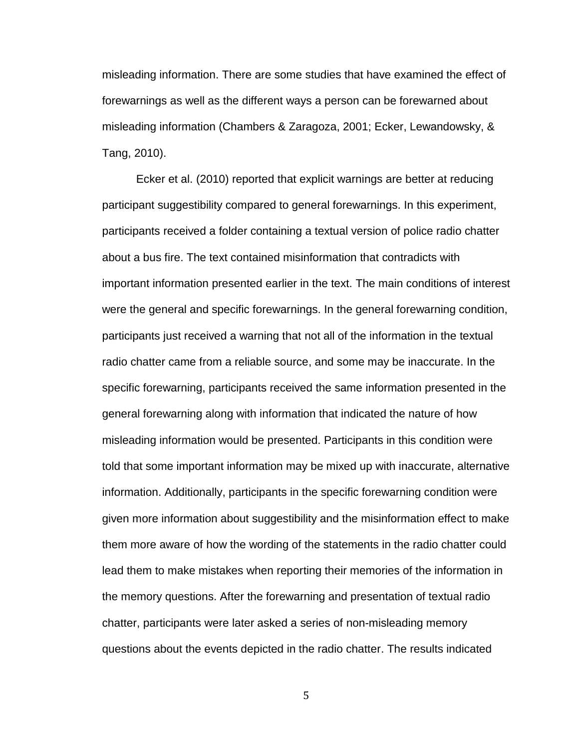misleading information. There are some studies that have examined the effect of forewarnings as well as the different ways a person can be forewarned about misleading information (Chambers & Zaragoza, 2001; Ecker, Lewandowsky, & Tang, 2010).

Ecker et al. (2010) reported that explicit warnings are better at reducing participant suggestibility compared to general forewarnings. In this experiment, participants received a folder containing a textual version of police radio chatter about a bus fire. The text contained misinformation that contradicts with important information presented earlier in the text. The main conditions of interest were the general and specific forewarnings. In the general forewarning condition, participants just received a warning that not all of the information in the textual radio chatter came from a reliable source, and some may be inaccurate. In the specific forewarning, participants received the same information presented in the general forewarning along with information that indicated the nature of how misleading information would be presented. Participants in this condition were told that some important information may be mixed up with inaccurate, alternative information. Additionally, participants in the specific forewarning condition were given more information about suggestibility and the misinformation effect to make them more aware of how the wording of the statements in the radio chatter could lead them to make mistakes when reporting their memories of the information in the memory questions. After the forewarning and presentation of textual radio chatter, participants were later asked a series of non-misleading memory questions about the events depicted in the radio chatter. The results indicated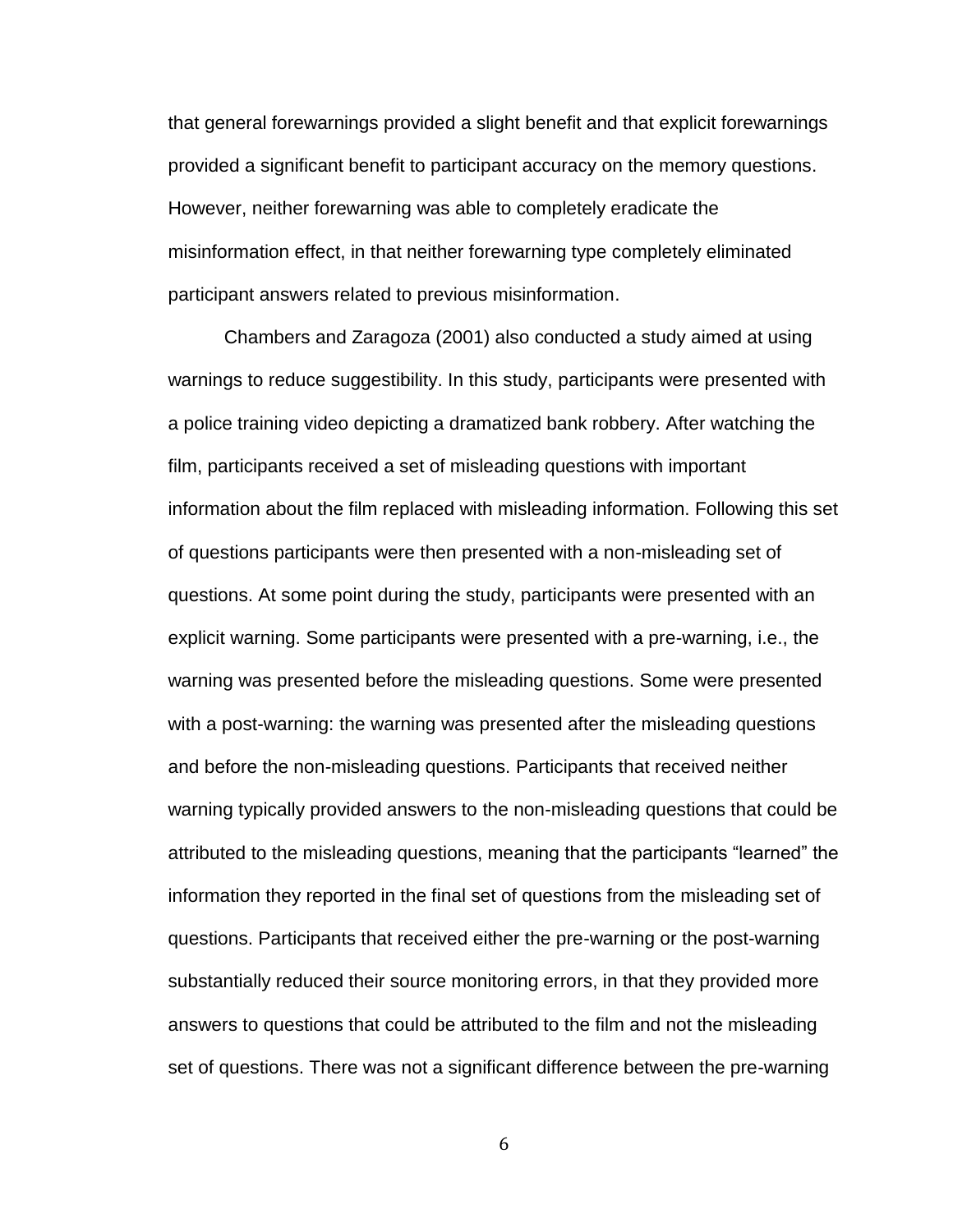that general forewarnings provided a slight benefit and that explicit forewarnings provided a significant benefit to participant accuracy on the memory questions. However, neither forewarning was able to completely eradicate the misinformation effect, in that neither forewarning type completely eliminated participant answers related to previous misinformation.

Chambers and Zaragoza (2001) also conducted a study aimed at using warnings to reduce suggestibility. In this study, participants were presented with a police training video depicting a dramatized bank robbery. After watching the film, participants received a set of misleading questions with important information about the film replaced with misleading information. Following this set of questions participants were then presented with a non-misleading set of questions. At some point during the study, participants were presented with an explicit warning. Some participants were presented with a pre-warning, i.e., the warning was presented before the misleading questions. Some were presented with a post-warning: the warning was presented after the misleading questions and before the non-misleading questions. Participants that received neither warning typically provided answers to the non-misleading questions that could be attributed to the misleading questions, meaning that the participants "learned" the information they reported in the final set of questions from the misleading set of questions. Participants that received either the pre-warning or the post-warning substantially reduced their source monitoring errors, in that they provided more answers to questions that could be attributed to the film and not the misleading set of questions. There was not a significant difference between the pre-warning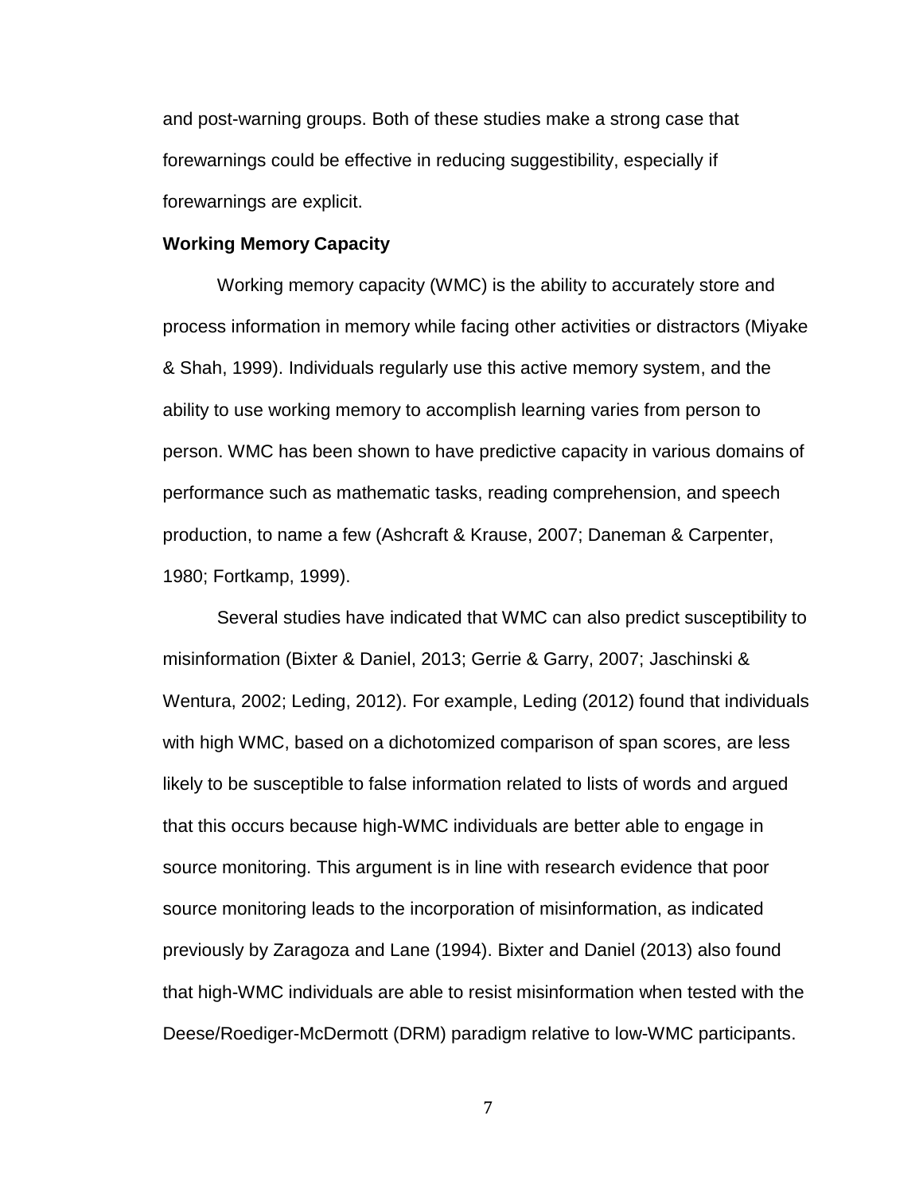and post-warning groups. Both of these studies make a strong case that forewarnings could be effective in reducing suggestibility, especially if forewarnings are explicit.

**Working Memory Capacity**

Working memory capacity (WMC) is the ability to accurately store and process information in memory while facing other activities or distractors (Miyake & Shah, 1999). Individuals regularly use this active memory system, and the ability to use working memory to accomplish learning varies from person to person. WMC has been shown to have predictive capacity in various domains of performance such as mathematic tasks, reading comprehension, and speech production, to name a few (Ashcraft & Krause, 2007; Daneman & Carpenter, 1980; Fortkamp, 1999).

Several studies have indicated that WMC can also predict susceptibility to misinformation (Bixter & Daniel, 2013; Gerrie & Garry, 2007; Jaschinski & Wentura, 2002; Leding, 2012). For example, Leding (2012) found that individuals with high WMC, based on a dichotomized comparison of span scores, are less likely to be susceptible to false information related to lists of words and argued that this occurs because high-WMC individuals are better able to engage in source monitoring. This argument is in line with research evidence that poor source monitoring leads to the incorporation of misinformation, as indicated previously by Zaragoza and Lane (1994). Bixter and Daniel (2013) also found that high-WMC individuals are able to resist misinformation when tested with the Deese/Roediger-McDermott (DRM) paradigm relative to low-WMC participants.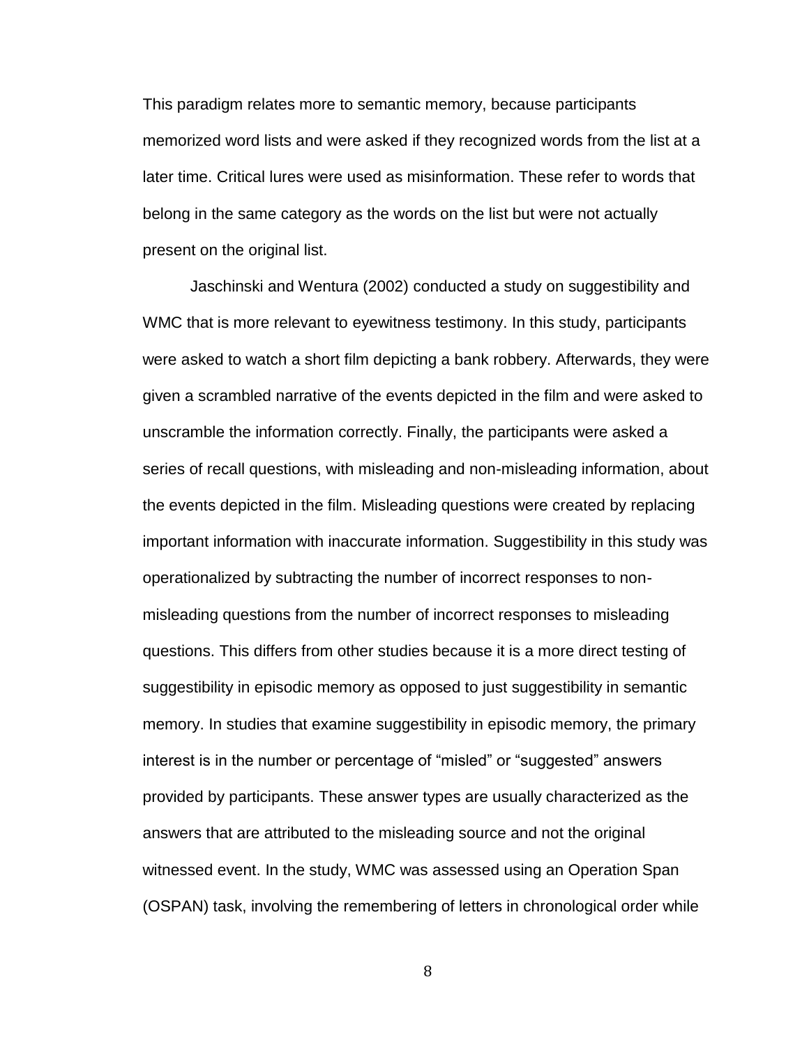This paradigm relates more to semantic memory, because participants memorized word lists and were asked if they recognized words from the list at a later time. Critical lures were used as misinformation. These refer to words that belong in the same category as the words on the list but were not actually present on the original list.

Jaschinski and Wentura (2002) conducted a study on suggestibility and WMC that is more relevant to eyewitness testimony. In this study, participants were asked to watch a short film depicting a bank robbery. Afterwards, they were given a scrambled narrative of the events depicted in the film and were asked to unscramble the information correctly. Finally, the participants were asked a series of recall questions, with misleading and non-misleading information, about the events depicted in the film. Misleading questions were created by replacing important information with inaccurate information. Suggestibility in this study was operationalized by subtracting the number of incorrect responses to non-misleading questions from the number of incorrect responses to misleading questions. This differs from other studies because it is a more direct testing of suggestibility in episodic memory as opposed to just suggestibility in semantic memory. In studies that examine suggestibility in episodic memory, the primary interest is in the number or percentage of "misled" or "suggested" answers provided by participants. These answer types are usually characterized as the answers that are attributed to the misleading source and not the original witnessed event. In the study, WMC was assessed using an Operation Span (OSPAN) task, involving the remembering of letters in chronological order while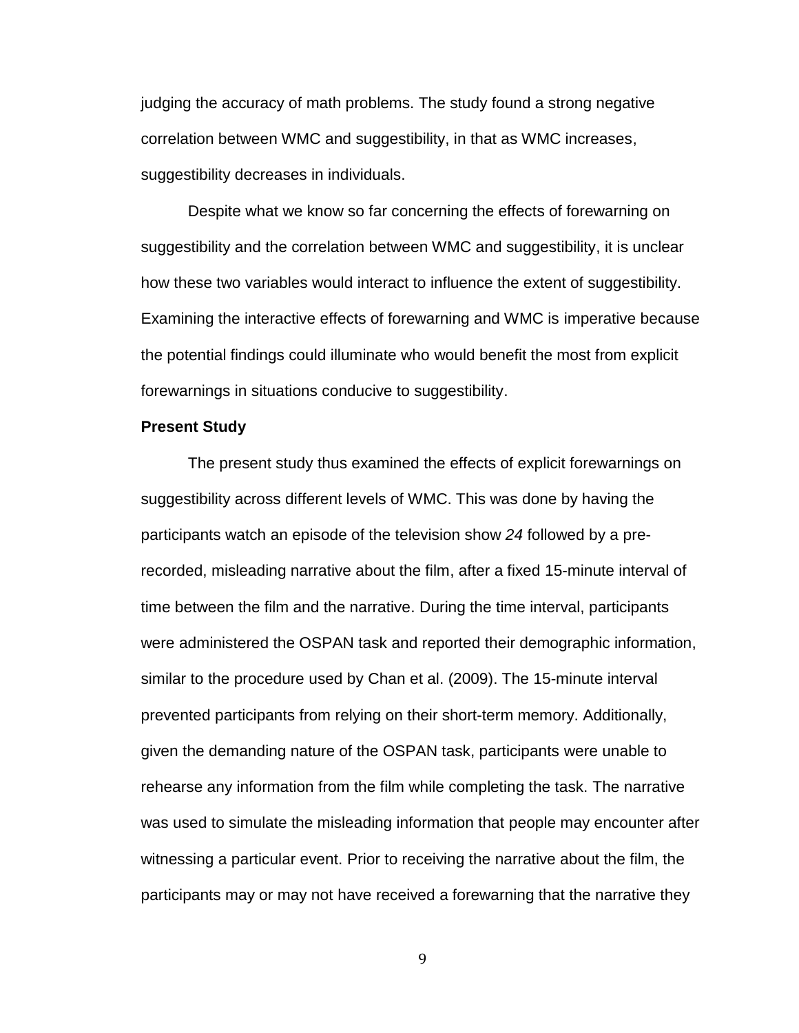judging the accuracy of math problems. The study found a strong negative correlation between WMC and suggestibility, in that as WMC increases, suggestibility decreases in individuals.

Despite what we know so far concerning the effects of forewarning on suggestibility and the correlation between WMC and suggestibility, it is unclear how these two variables would interact to influence the extent of suggestibility. Examining the interactive effects of forewarning and WMC is imperative because the potential findings could illuminate who would benefit the most from explicit forewarnings in situations conducive to suggestibility.

**Present Study**

The present study thus examined the effects of explicit forewarnings on suggestibility across different levels of WMC. This was done by having the participants watch an episode of the television show *24* followed by a pre-recorded, misleading narrative about the film, after a fixed 15-minute interval of time between the film and the narrative. During the time interval, participants were administered the OSPAN task and reported their demographic information, similar to the procedure used by Chan et al. (2009). The 15-minute interval prevented participants from relying on their short-term memory. Additionally, given the demanding nature of the OSPAN task, participants were unable to rehearse any information from the film while completing the task. The narrative was used to simulate the misleading information that people may encounter after witnessing a particular event. Prior to receiving the narrative about the film, the participants may or may not have received a forewarning that the narrative they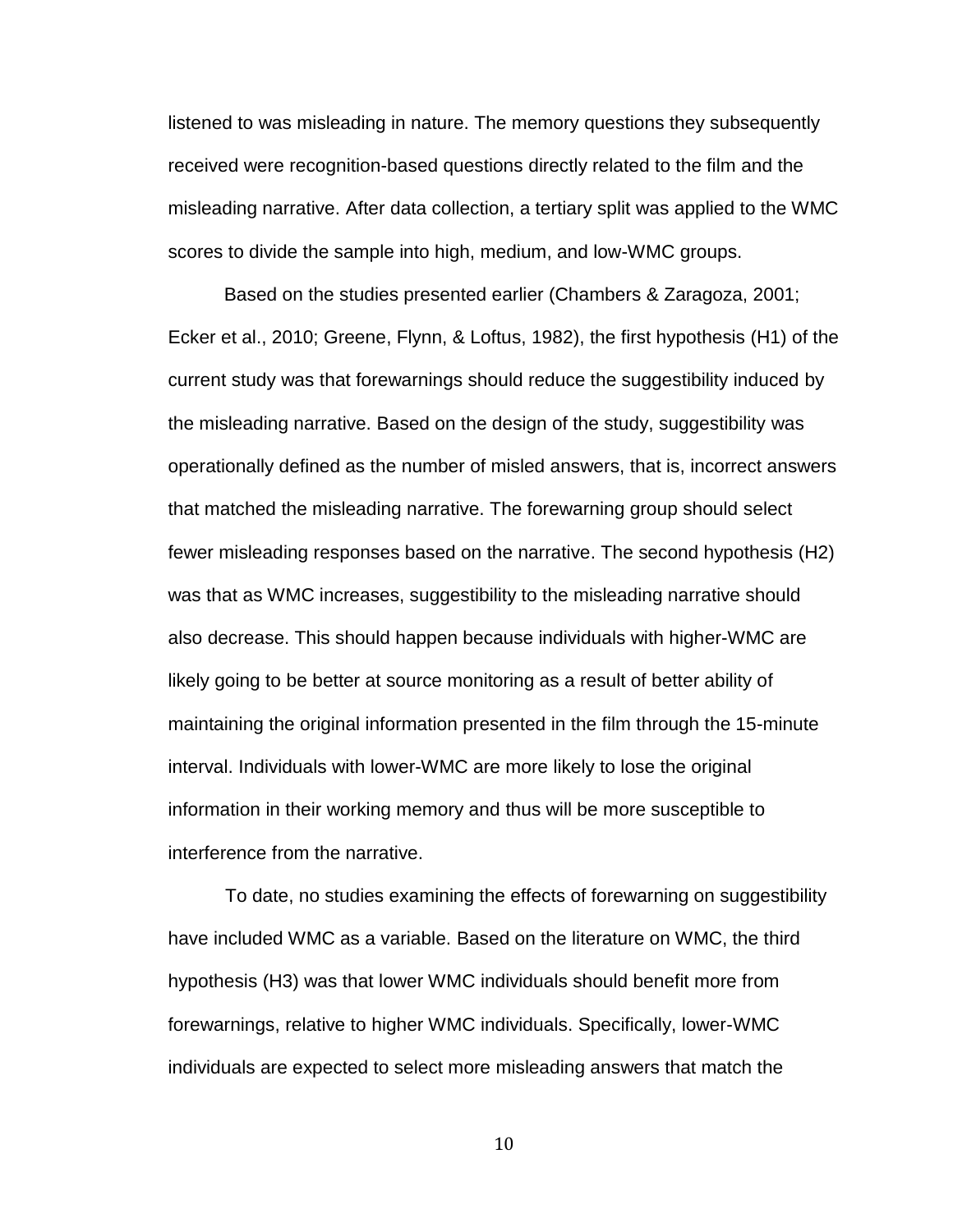listened to was misleading in nature. The memory questions they subsequently received were recognition-based questions directly related to the film and the misleading narrative. After data collection, a tertiary split was applied to the WMC scores to divide the sample into high, medium, and low-WMC groups.

Based on the studies presented earlier (Chambers & Zaragoza, 2001; Ecker et al., 2010; Greene, Flynn, & Loftus, 1982), the first hypothesis (H1) of the current study was that forewarnings should reduce the suggestibility induced by the misleading narrative. Based on the design of the study, suggestibility was operationally defined as the number of misled answers, that is, incorrect answers that matched the misleading narrative. The forewarning group should select fewer misleading responses based on the narrative. The second hypothesis (H2) was that as WMC increases, suggestibility to the misleading narrative should also decrease. This should happen because individuals with higher-WMC are likely going to be better at source monitoring as a result of better ability of maintaining the original information presented in the film through the 15-minute interval. Individuals with lower-WMC are more likely to lose the original information in their working memory and thus will be more susceptible to interference from the narrative.

To date, no studies examining the effects of forewarning on suggestibility have included WMC as a variable. Based on the literature on WMC, the third hypothesis (H3) was that lower WMC individuals should benefit more from forewarnings, relative to higher WMC individuals. Specifically, lower-WMC individuals are expected to select more misleading answers that match the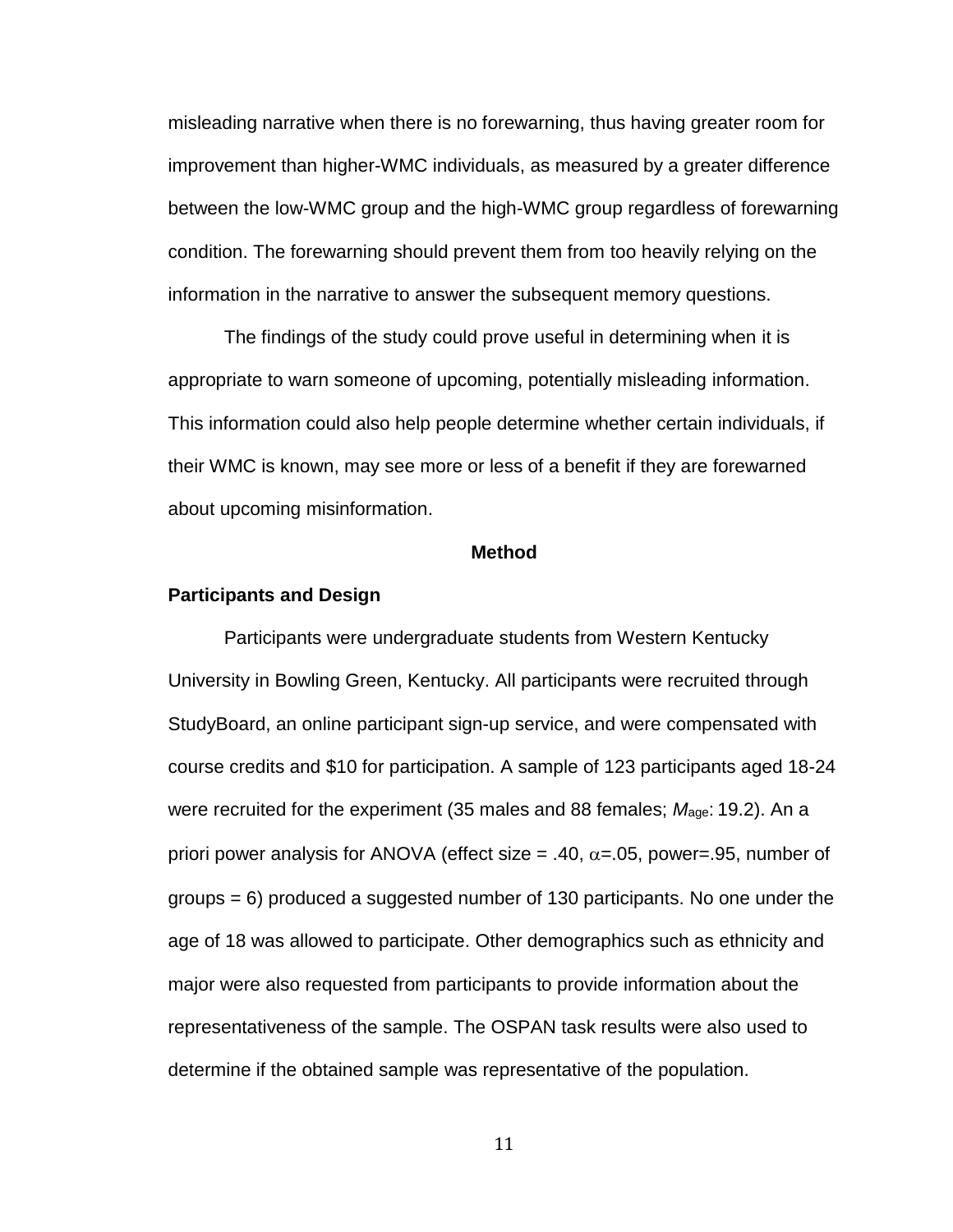misleading narrative when there is no forewarning, thus having greater room for improvement than higher-WMC individuals, as measured by a greater difference between the low-WMC group and the high-WMC group regardless of forewarning condition. The forewarning should prevent them from too heavily relying on the information in the narrative to answer the subsequent memory questions.

The findings of the study could prove useful in determining when it is appropriate to warn someone of upcoming, potentially misleading information. This information could also help people determine whether certain individuals, if their WMC is known, may see more or less of a benefit if they are forewarned about upcoming misinformation.

## Method

### Participants and Design

Participants were undergraduate students from Western Kentucky University in Bowling Green, Kentucky. All participants were recruited through StudyBoard, an online participant sign-up service, and were compensated with course credits and $10 for participation. A sample of 123 participants aged 18-24 were recruited for the experiment (35 males and 88 females; $M_{age}$: 19.2). An a priori power analysis for ANOVA (effect size = .40, $\alpha$=.05, power=.95, number of groups = 6) produced a suggested number of 130 participants. No one under the age of 18 was allowed to participate. Other demographics such as ethnicity and major were also requested from participants to provide information about the representativeness of the sample. The OSPAN task results were also used to determine if the obtained sample was representative of the population.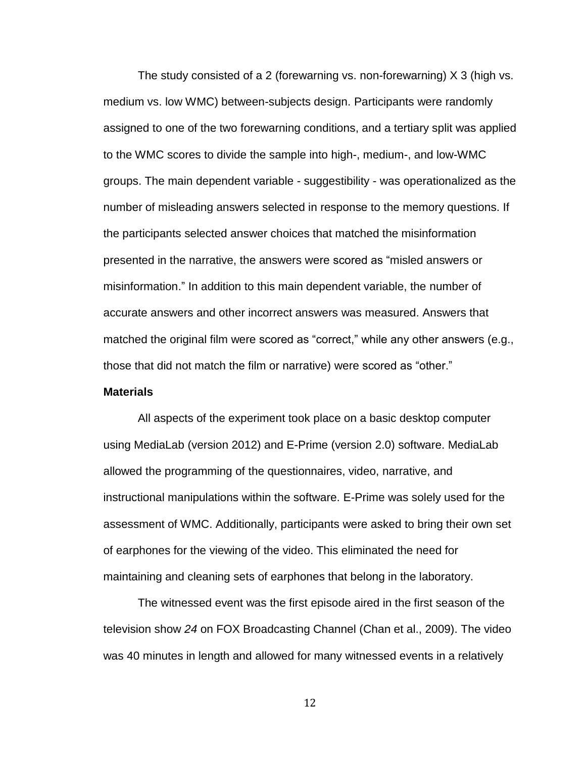The study consisted of a 2 (forewarning vs. non-forewarning) X 3 (high vs. medium vs. low WMC) between-subjects design. Participants were randomly assigned to one of the two forewarning conditions, and a tertiary split was applied to the WMC scores to divide the sample into high-, medium-, and low-WMC groups. The main dependent variable - suggestibility - was operationalized as the number of misleading answers selected in response to the memory questions. If the participants selected answer choices that matched the misinformation presented in the narrative, the answers were scored as "misled answers or misinformation." In addition to this main dependent variable, the number of accurate answers and other incorrect answers was measured. Answers that matched the original film were scored as "correct," while any other answers (e.g., those that did not match the film or narrative) were scored as "other."

**Materials**

All aspects of the experiment took place on a basic desktop computer using MediaLab (version 2012) and E-Prime (version 2.0) software. MediaLab allowed the programming of the questionnaires, video, narrative, and instructional manipulations within the software. E-Prime was solely used for the assessment of WMC. Additionally, participants were asked to bring their own set of earphones for the viewing of the video. This eliminated the need for maintaining and cleaning sets of earphones that belong in the laboratory.

The witnessed event was the first episode aired in the first season of the television show *24* on FOX Broadcasting Channel (Chan et al., 2009). The video was 40 minutes in length and allowed for many witnessed events in a relatively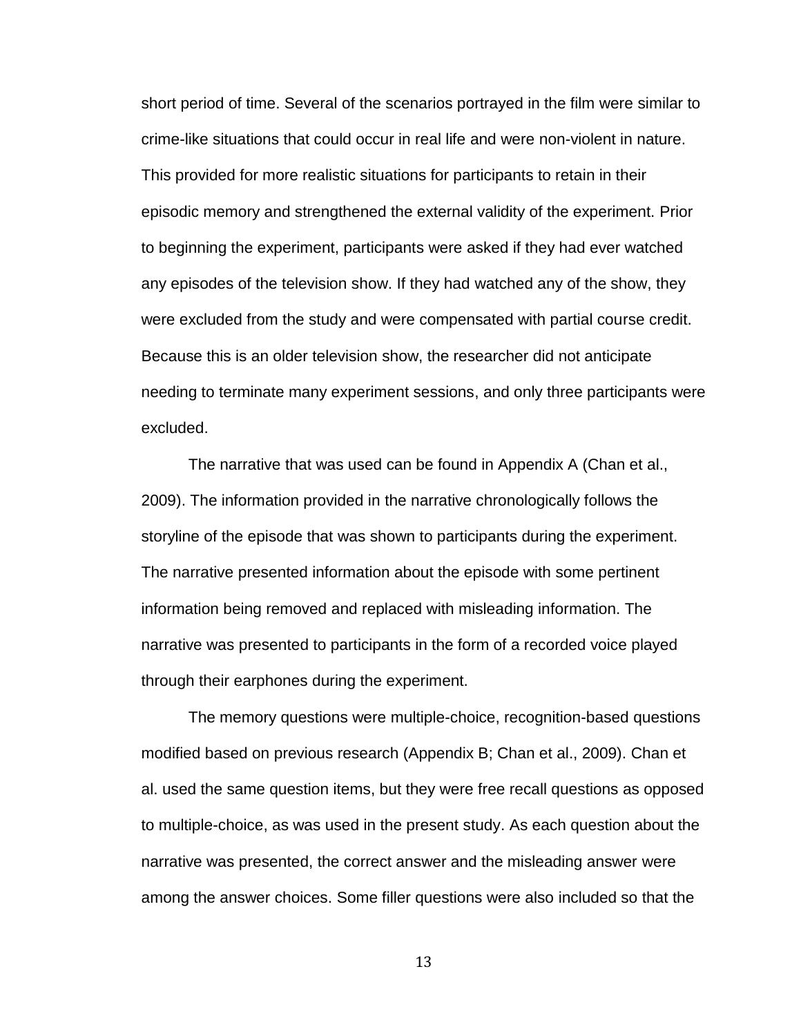short period of time. Several of the scenarios portrayed in the film were similar to crime-like situations that could occur in real life and were non-violent in nature. This provided for more realistic situations for participants to retain in their episodic memory and strengthened the external validity of the experiment. Prior to beginning the experiment, participants were asked if they had ever watched any episodes of the television show. If they had watched any of the show, they were excluded from the study and were compensated with partial course credit. Because this is an older television show, the researcher did not anticipate needing to terminate many experiment sessions, and only three participants were excluded.

The narrative that was used can be found in Appendix A (Chan et al., 2009). The information provided in the narrative chronologically follows the storyline of the episode that was shown to participants during the experiment. The narrative presented information about the episode with some pertinent information being removed and replaced with misleading information. The narrative was presented to participants in the form of a recorded voice played through their earphones during the experiment.

The memory questions were multiple-choice, recognition-based questions modified based on previous research (Appendix B; Chan et al., 2009). Chan et al. used the same question items, but they were free recall questions as opposed to multiple-choice, as was used in the present study. As each question about the narrative was presented, the correct answer and the misleading answer were among the answer choices. Some filler questions were also included so that the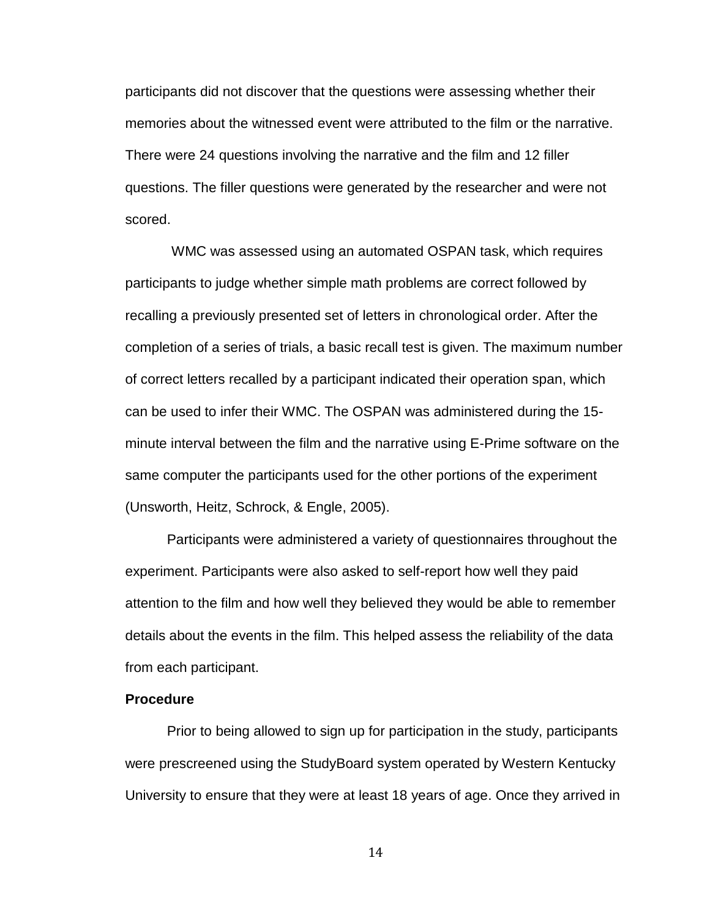participants did not discover that the questions were assessing whether their memories about the witnessed event were attributed to the film or the narrative. There were 24 questions involving the narrative and the film and 12 filler questions. The filler questions were generated by the researcher and were not scored.

WMC was assessed using an automated OSPAN task, which requires participants to judge whether simple math problems are correct followed by recalling a previously presented set of letters in chronological order. After the completion of a series of trials, a basic recall test is given. The maximum number of correct letters recalled by a participant indicated their operation span, which can be used to infer their WMC. The OSPAN was administered during the 15-minute interval between the film and the narrative using E-Prime software on the same computer the participants used for the other portions of the experiment (Unsworth, Heitz, Schrock, & Engle, 2005).

Participants were administered a variety of questionnaires throughout the experiment. Participants were also asked to self-report how well they paid attention to the film and how well they believed they would be able to remember details about the events in the film. This helped assess the reliability of the data from each participant.

**Procedure**

Prior to being allowed to sign up for participation in the study, participants were prescreened using the StudyBoard system operated by Western Kentucky University to ensure that they were at least 18 years of age. Once they arrived in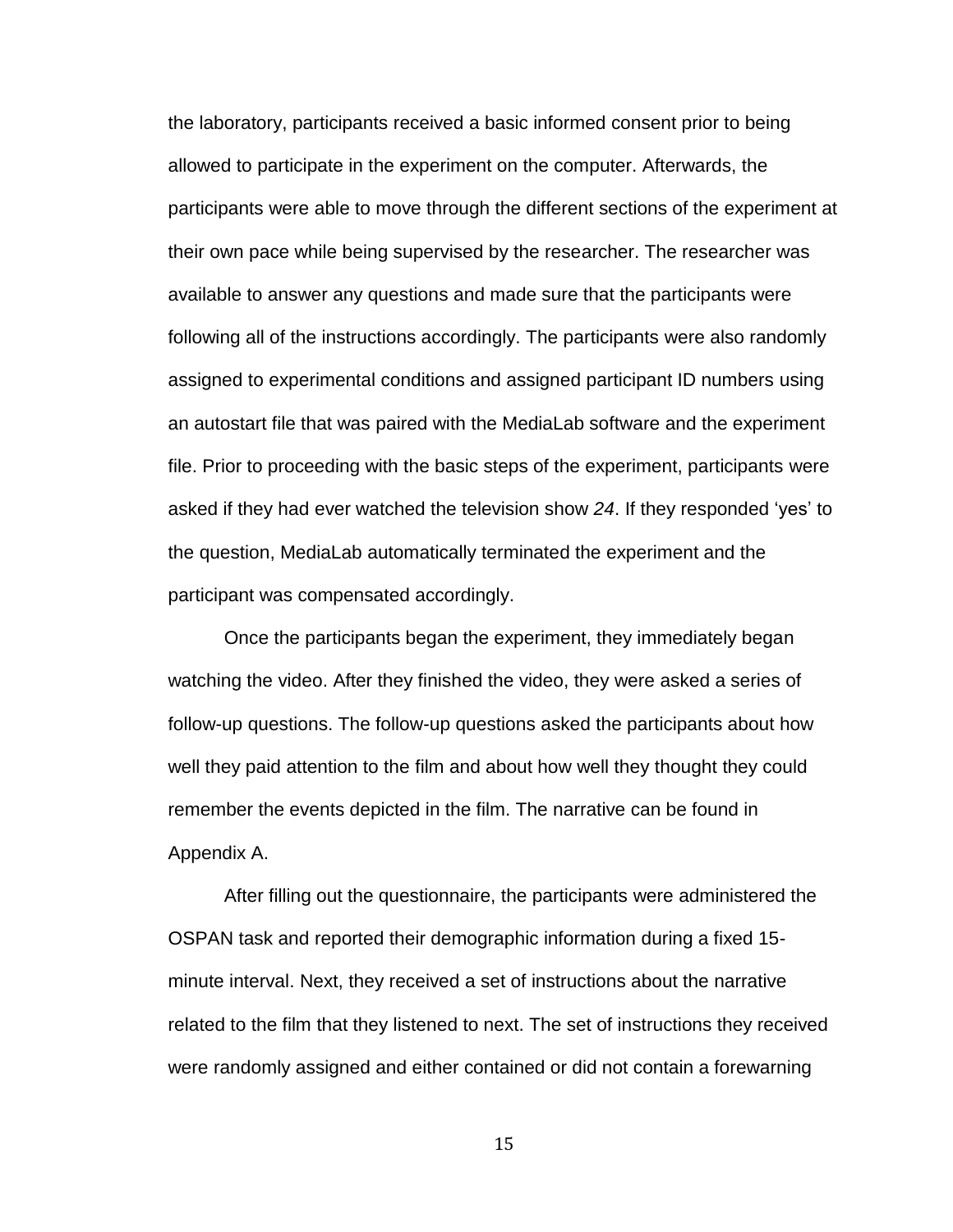the laboratory, participants received a basic informed consent prior to being allowed to participate in the experiment on the computer. Afterwards, the participants were able to move through the different sections of the experiment at their own pace while being supervised by the researcher. The researcher was available to answer any questions and made sure that the participants were following all of the instructions accordingly. The participants were also randomly assigned to experimental conditions and assigned participant ID numbers using an autostart file that was paired with the MediaLab software and the experiment file. Prior to proceeding with the basic steps of the experiment, participants were asked if they had ever watched the television show *24*. If they responded 'yes' to the question, MediaLab automatically terminated the experiment and the participant was compensated accordingly.

Once the participants began the experiment, they immediately began watching the video. After they finished the video, they were asked a series of follow-up questions. The follow-up questions asked the participants about how well they paid attention to the film and about how well they thought they could remember the events depicted in the film. The narrative can be found in Appendix A.

After filling out the questionnaire, the participants were administered the OSPAN task and reported their demographic information during a fixed 15-minute interval. Next, they received a set of instructions about the narrative related to the film that they listened to next. The set of instructions they received were randomly assigned and either contained or did not contain a forewarning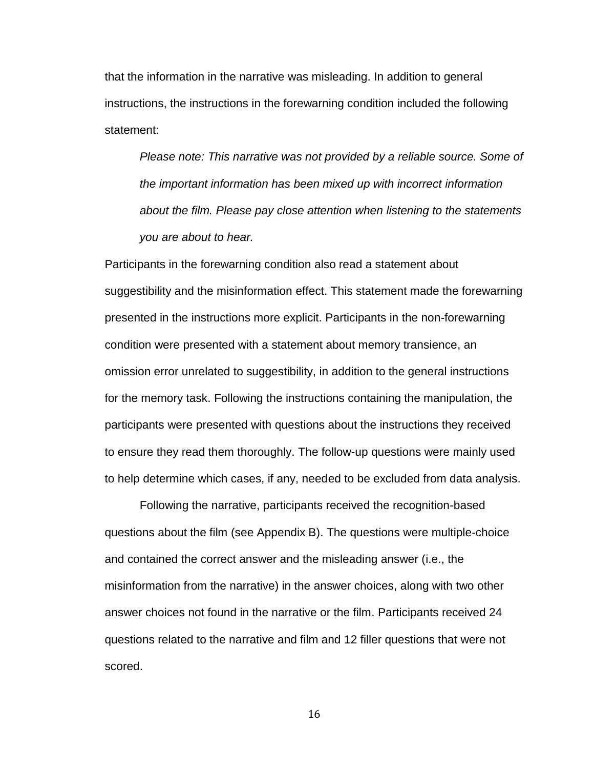that the information in the narrative was misleading. In addition to general instructions, the instructions in the forewarning condition included the following statement:

> *Please note: This narrative was not provided by a reliable source. Some of the important information has been mixed up with incorrect information about the film. Please pay close attention when listening to the statements you are about to hear.*

Participants in the forewarning condition also read a statement about suggestibility and the misinformation effect. This statement made the forewarning presented in the instructions more explicit. Participants in the non-forewarning condition were presented with a statement about memory transience, an omission error unrelated to suggestibility, in addition to the general instructions for the memory task. Following the instructions containing the manipulation, the participants were presented with questions about the instructions they received to ensure they read them thoroughly. The follow-up questions were mainly used to help determine which cases, if any, needed to be excluded from data analysis.

Following the narrative, participants received the recognition-based questions about the film (see Appendix B). The questions were multiple-choice and contained the correct answer and the misleading answer (i.e., the misinformation from the narrative) in the answer choices, along with two other answer choices not found in the narrative or the film. Participants received 24 questions related to the narrative and film and 12 filler questions that were not scored.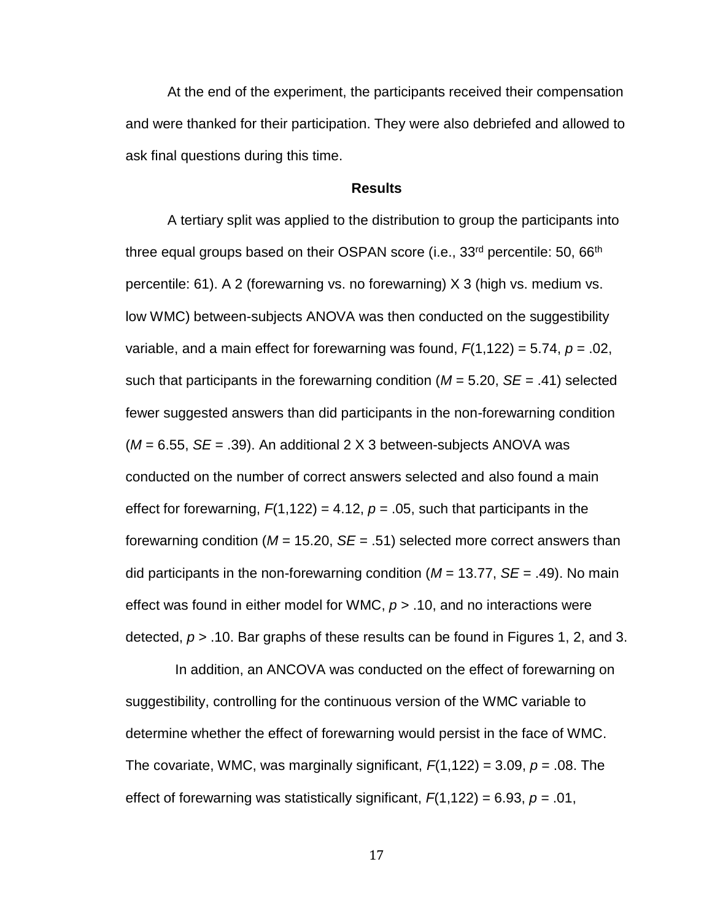At the end of the experiment, the participants received their compensation and were thanked for their participation. They were also debriefed and allowed to ask final questions during this time.

## Results

A tertiary split was applied to the distribution to group the participants into three equal groups based on their OSPAN score (i.e., 33rd percentile: 50, 66th percentile: 61). A 2 (forewarning vs. no forewarning) X 3 (high vs. medium vs. low WMC) between-subjects ANOVA was then conducted on the suggestibility variable, and a main effect for forewarning was found, $F(1,122) = 5.74$, $p = .02$, such that participants in the forewarning condition ($M = 5.20$, $SE = .41$) selected fewer suggested answers than did participants in the non-forewarning condition ($M = 6.55$, $SE = .39$). An additional 2 X 3 between-subjects ANOVA was conducted on the number of correct answers selected and also found a main effect for forewarning, $F(1,122) = 4.12$, $p = .05$, such that participants in the forewarning condition ($M = 15.20$, $SE = .51$) selected more correct answers than did participants in the non-forewarning condition ($M = 13.77$, $SE = .49$). No main effect was found in either model for WMC, $p > .10$, and no interactions were detected, $p > .10$. Bar graphs of these results can be found in Figures 1, 2, and 3.

In addition, an ANCOVA was conducted on the effect of forewarning on suggestibility, controlling for the continuous version of the WMC variable to determine whether the effect of forewarning would persist in the face of WMC. The covariate, WMC, was marginally significant, $F(1,122) = 3.09$, $p = .08$. The effect of forewarning was statistically significant, $F(1,122) = 6.93$, $p = .01$,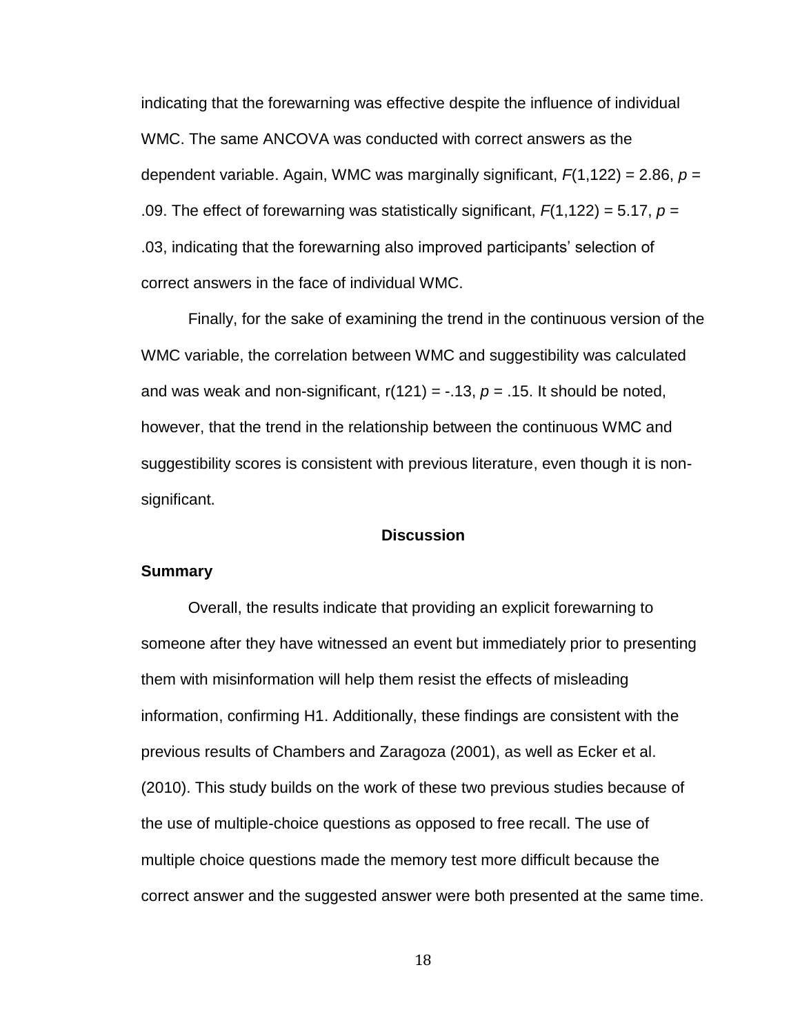indicating that the forewarning was effective despite the influence of individual WMC. The same ANCOVA was conducted with correct answers as the dependent variable. Again, WMC was marginally significant, $F(1,122) = 2.86$, $p = .09$. The effect of forewarning was statistically significant, $F(1,122) = 5.17$, $p = .03$, indicating that the forewarning also improved participants' selection of correct answers in the face of individual WMC.

Finally, for the sake of examining the trend in the continuous version of the WMC variable, the correlation between WMC and suggestibility was calculated and was weak and non-significant, $r(121) = -.13$, $p = .15$. It should be noted, however, that the trend in the relationship between the continuous WMC and suggestibility scores is consistent with previous literature, even though it is non-significant.

## Discussion

### Summary

Overall, the results indicate that providing an explicit forewarning to someone after they have witnessed an event but immediately prior to presenting them with misinformation will help them resist the effects of misleading information, confirming H1. Additionally, these findings are consistent with the previous results of Chambers and Zaragoza (2001), as well as Ecker et al. (2010). This study builds on the work of these two previous studies because of the use of multiple-choice questions as opposed to free recall. The use of multiple choice questions made the memory test more difficult because the correct answer and the suggested answer were both presented at the same time.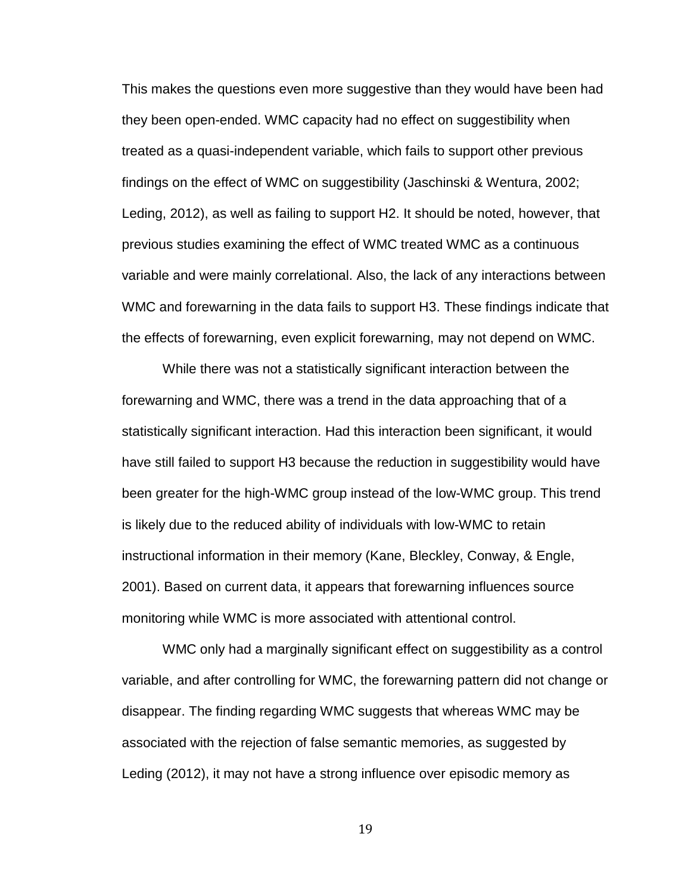This makes the questions even more suggestive than they would have been had they been open-ended. WMC capacity had no effect on suggestibility when treated as a quasi-independent variable, which fails to support other previous findings on the effect of WMC on suggestibility (Jaschinski & Wentura, 2002; Leding, 2012), as well as failing to support H2. It should be noted, however, that previous studies examining the effect of WMC treated WMC as a continuous variable and were mainly correlational. Also, the lack of any interactions between WMC and forewarning in the data fails to support H3. These findings indicate that the effects of forewarning, even explicit forewarning, may not depend on WMC.

While there was not a statistically significant interaction between the forewarning and WMC, there was a trend in the data approaching that of a statistically significant interaction. Had this interaction been significant, it would have still failed to support H3 because the reduction in suggestibility would have been greater for the high-WMC group instead of the low-WMC group. This trend is likely due to the reduced ability of individuals with low-WMC to retain instructional information in their memory (Kane, Bleckley, Conway, & Engle, 2001). Based on current data, it appears that forewarning influences source monitoring while WMC is more associated with attentional control.

WMC only had a marginally significant effect on suggestibility as a control variable, and after controlling for WMC, the forewarning pattern did not change or disappear. The finding regarding WMC suggests that whereas WMC may be associated with the rejection of false semantic memories, as suggested by Leding (2012), it may not have a strong influence over episodic memory as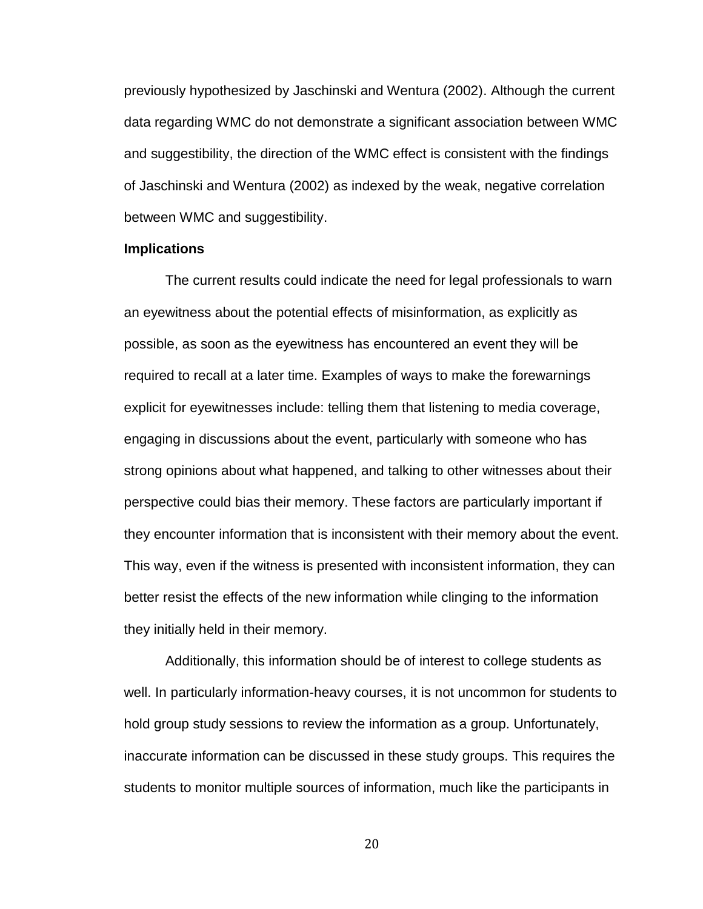previously hypothesized by Jaschinski and Wentura (2002). Although the current data regarding WMC do not demonstrate a significant association between WMC and suggestibility, the direction of the WMC effect is consistent with the findings of Jaschinski and Wentura (2002) as indexed by the weak, negative correlation between WMC and suggestibility.

## Implications

The current results could indicate the need for legal professionals to warn an eyewitness about the potential effects of misinformation, as explicitly as possible, as soon as the eyewitness has encountered an event they will be required to recall at a later time. Examples of ways to make the forewarnings explicit for eyewitnesses include: telling them that listening to media coverage, engaging in discussions about the event, particularly with someone who has strong opinions about what happened, and talking to other witnesses about their perspective could bias their memory. These factors are particularly important if they encounter information that is inconsistent with their memory about the event. This way, even if the witness is presented with inconsistent information, they can better resist the effects of the new information while clinging to the information they initially held in their memory.

Additionally, this information should be of interest to college students as well. In particularly information-heavy courses, it is not uncommon for students to hold group study sessions to review the information as a group. Unfortunately, inaccurate information can be discussed in these study groups. This requires the students to monitor multiple sources of information, much like the participants in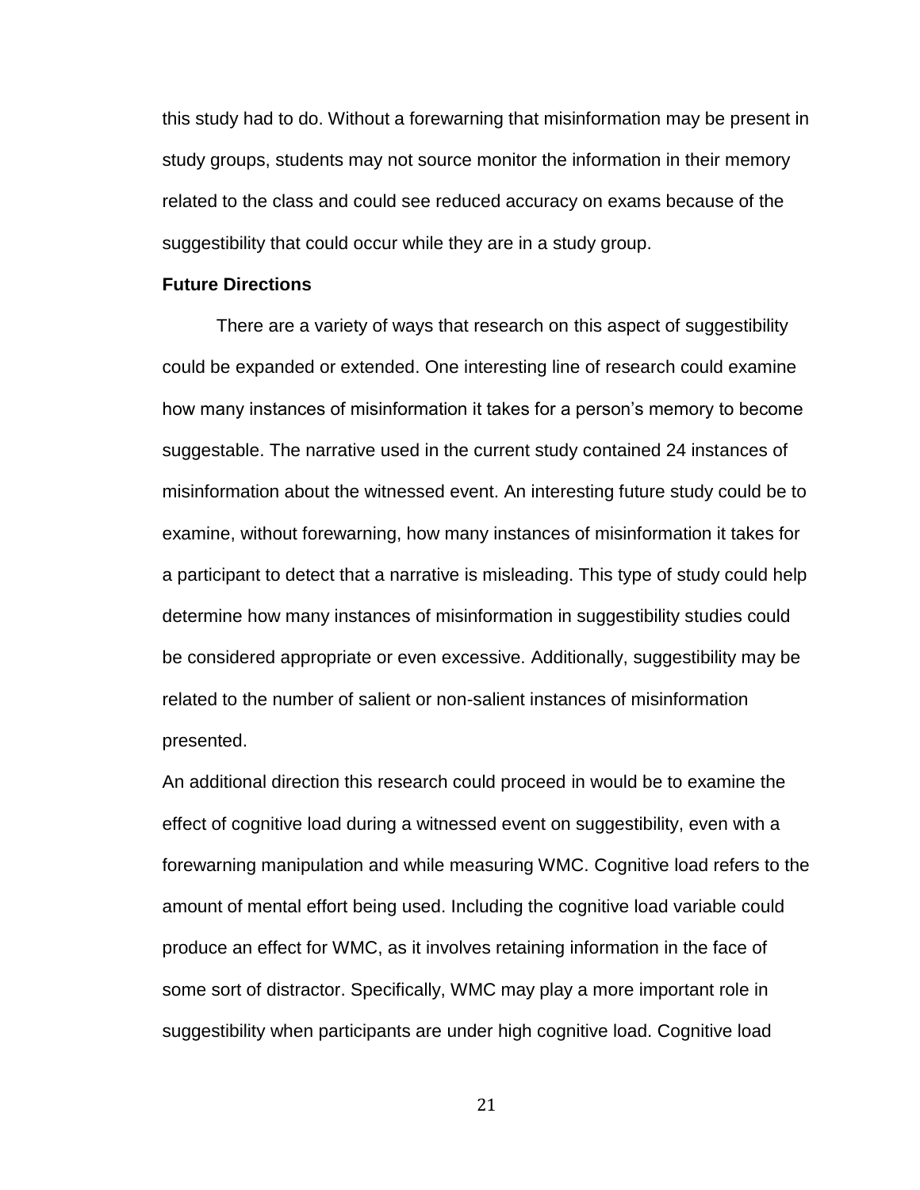this study had to do. Without a forewarning that misinformation may be present in study groups, students may not source monitor the information in their memory related to the class and could see reduced accuracy on exams because of the suggestibility that could occur while they are in a study group.

**Future Directions**

There are a variety of ways that research on this aspect of suggestibility could be expanded or extended. One interesting line of research could examine how many instances of misinformation it takes for a person's memory to become suggestable. The narrative used in the current study contained 24 instances of misinformation about the witnessed event. An interesting future study could be to examine, without forewarning, how many instances of misinformation it takes for a participant to detect that a narrative is misleading. This type of study could help determine how many instances of misinformation in suggestibility studies could be considered appropriate or even excessive. Additionally, suggestibility may be related to the number of salient or non-salient instances of misinformation presented.

An additional direction this research could proceed in would be to examine the effect of cognitive load during a witnessed event on suggestibility, even with a forewarning manipulation and while measuring WMC. Cognitive load refers to the amount of mental effort being used. Including the cognitive load variable could produce an effect for WMC, as it involves retaining information in the face of some sort of distractor. Specifically, WMC may play a more important role in suggestibility when participants are under high cognitive load. Cognitive load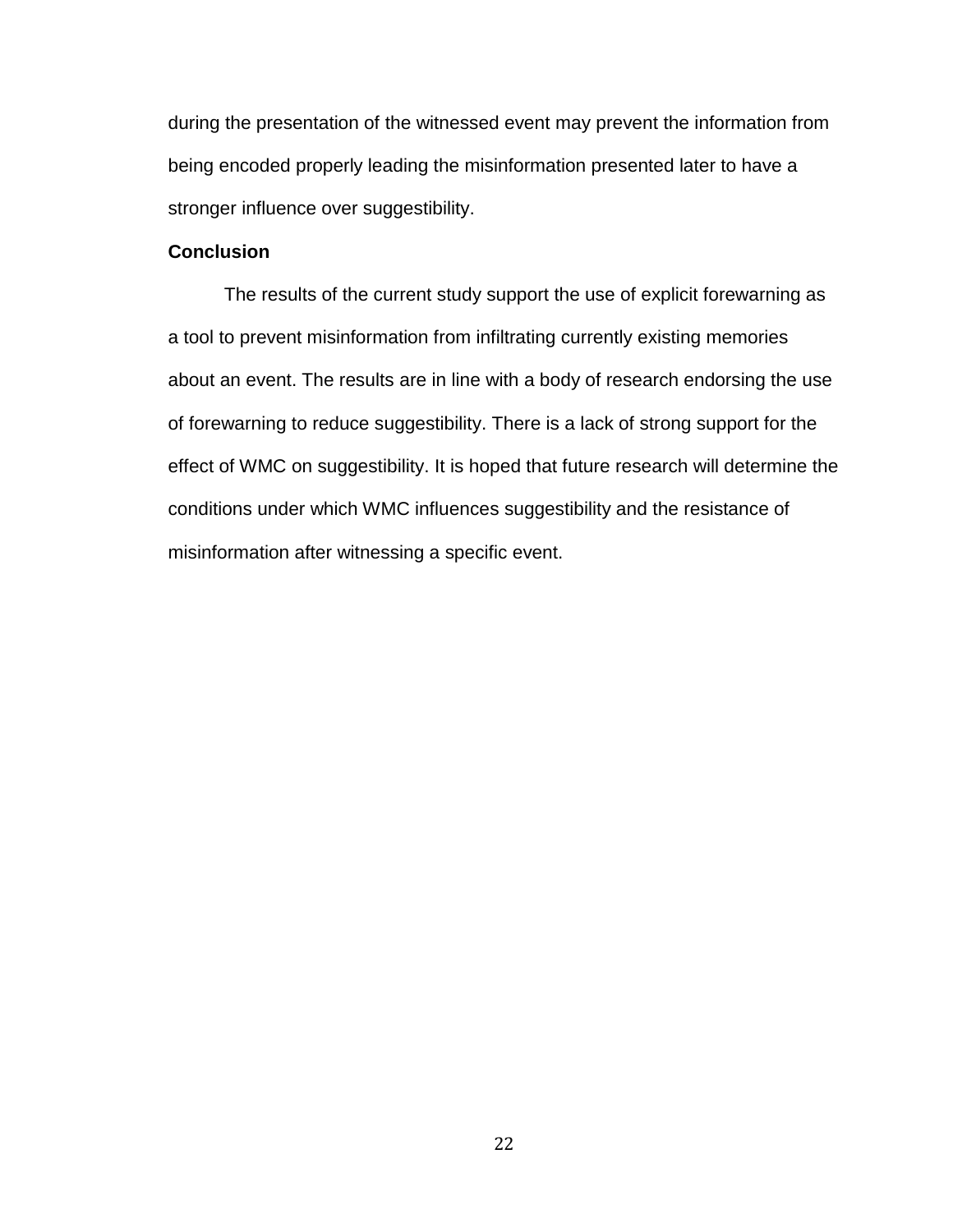during the presentation of the witnessed event may prevent the information from being encoded properly leading the misinformation presented later to have a stronger influence over suggestibility.

**Conclusion**

The results of the current study support the use of explicit forewarning as a tool to prevent misinformation from infiltrating currently existing memories about an event. The results are in line with a body of research endorsing the use of forewarning to reduce suggestibility. There is a lack of strong support for the effect of WMC on suggestibility. It is hoped that future research will determine the conditions under which WMC influences suggestibility and the resistance of misinformation after witnessing a specific event.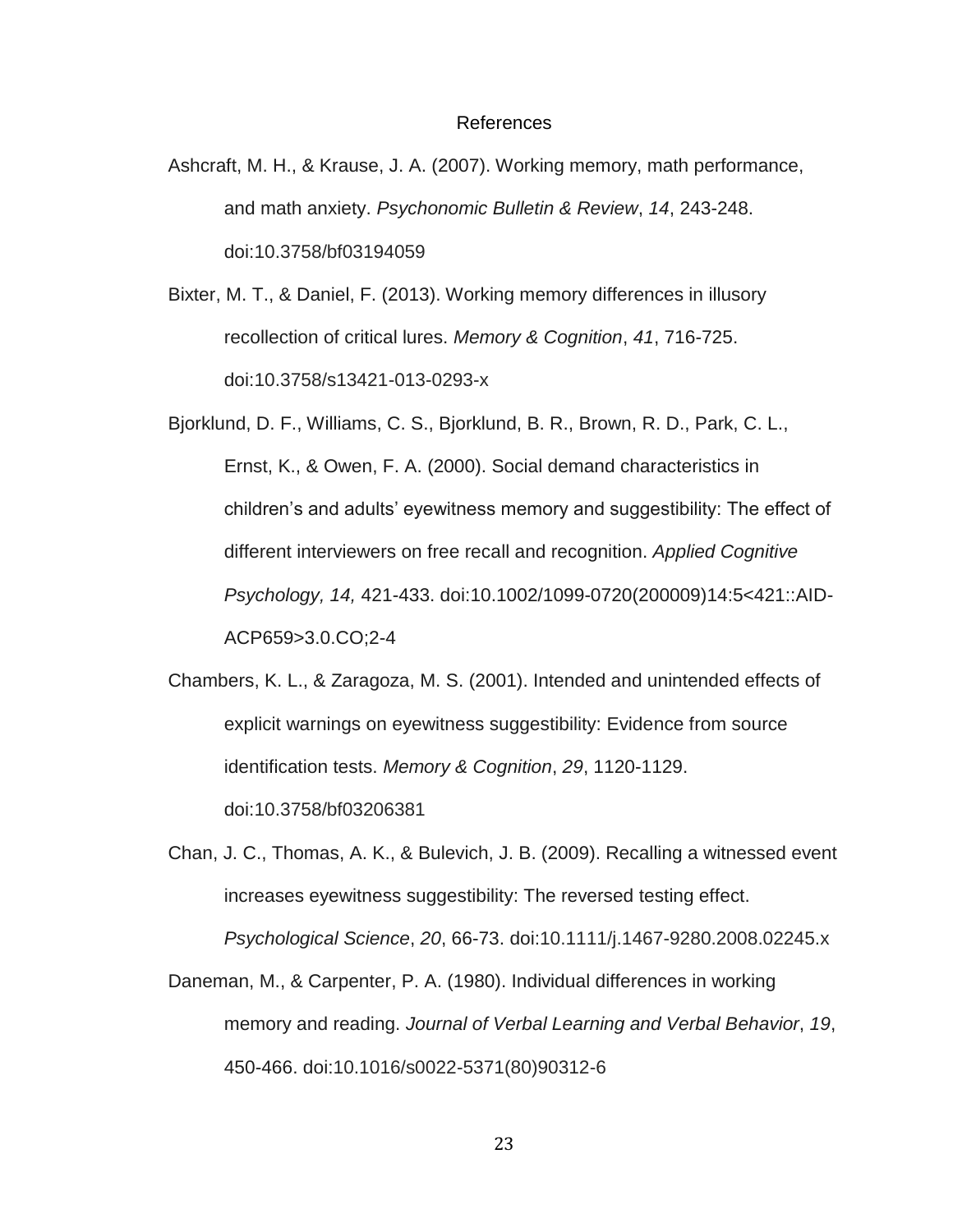# References

Ashcraft, M. H., & Krause, J. A. (2007). Working memory, math performance, and math anxiety. *Psychonomic Bulletin & Review*, *14*, 243-248. doi:10.3758/bf03194059

Bixter, M. T., & Daniel, F. (2013). Working memory differences in illusory recollection of critical lures. *Memory & Cognition*, *41*, 716-725. doi:10.3758/s13421-013-0293-x

Bjorklund, D. F., Williams, C. S., Bjorklund, B. R., Brown, R. D., Park, C. L., Ernst, K., & Owen, F. A. (2000). Social demand characteristics in children's and adults' eyewitness memory and suggestibility: The effect of different interviewers on free recall and recognition. *Applied Cognitive Psychology, 14,* 421-433. doi:10.1002/1099-0720(200009)14:5<421::AID-ACP659>3.0.CO;2-4

Chambers, K. L., & Zaragoza, M. S. (2001). Intended and unintended effects of explicit warnings on eyewitness suggestibility: Evidence from source identification tests. *Memory & Cognition*, *29*, 1120-1129. doi:10.3758/bf03206381

Chan, J. C., Thomas, A. K., & Bulevich, J. B. (2009). Recalling a witnessed event increases eyewitness suggestibility: The reversed testing effect. *Psychological Science*, *20*, 66-73. doi:10.1111/j.1467-9280.2008.02245.x

Daneman, M., & Carpenter, P. A. (1980). Individual differences in working memory and reading. *Journal of Verbal Learning and Verbal Behavior*, *19*, 450-466. doi:10.1016/s0022-5371(80)90312-6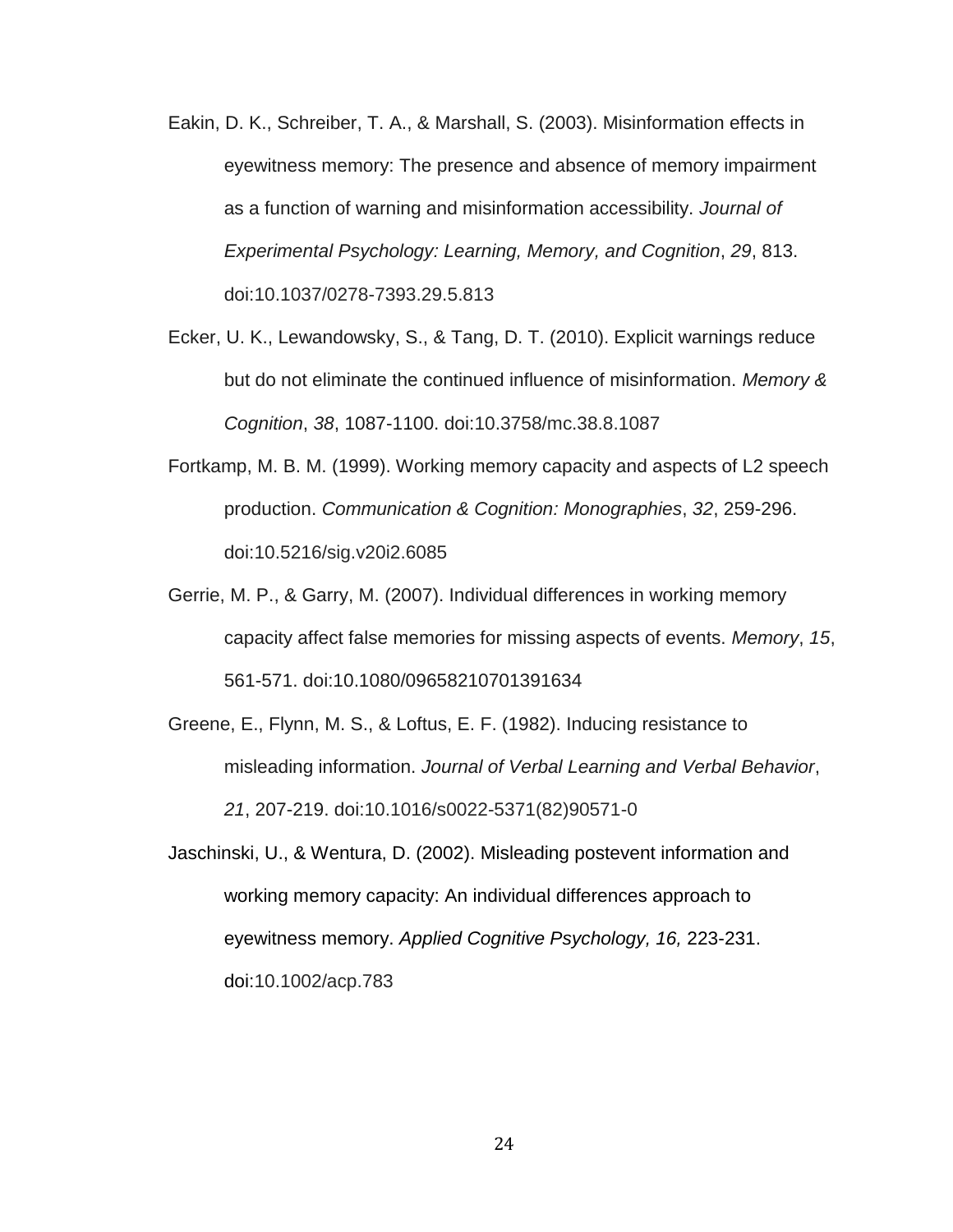Eakin, D. K., Schreiber, T. A., & Marshall, S. (2003). Misinformation effects in eyewitness memory: The presence and absence of memory impairment as a function of warning and misinformation accessibility. *Journal of Experimental Psychology: Learning, Memory, and Cognition*, *29*, 813. doi:10.1037/0278-7393.29.5.813

Ecker, U. K., Lewandowsky, S., & Tang, D. T. (2010). Explicit warnings reduce but do not eliminate the continued influence of misinformation. *Memory & Cognition*, *38*, 1087-1100. doi:10.3758/mc.38.8.1087

Fortkamp, M. B. M. (1999). Working memory capacity and aspects of L2 speech production. *Communication & Cognition: Monographies*, *32*, 259-296. doi:10.5216/sig.v20i2.6085

Gerrie, M. P., & Garry, M. (2007). Individual differences in working memory capacity affect false memories for missing aspects of events. *Memory*, *15*, 561-571. doi:10.1080/09658210701391634

Greene, E., Flynn, M. S., & Loftus, E. F. (1982). Inducing resistance to misleading information. *Journal of Verbal Learning and Verbal Behavior*, *21*, 207-219. doi:10.1016/s0022-5371(82)90571-0

Jaschinski, U., & Wentura, D. (2002). Misleading postevent information and working memory capacity: An individual differences approach to eyewitness memory. *Applied Cognitive Psychology, 16,* 223-231. doi:10.1002/acp.783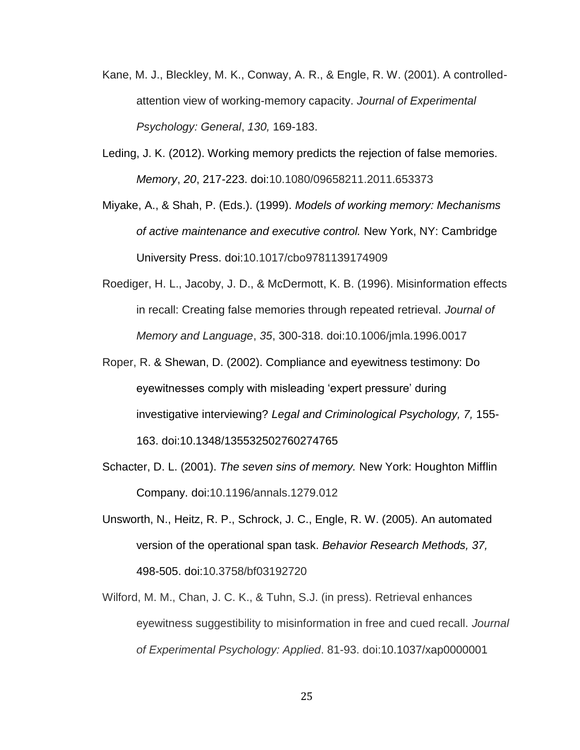Kane, M. J., Bleckley, M. K., Conway, A. R., & Engle, R. W. (2001). A controlled-attention view of working-memory capacity. *Journal of Experimental Psychology: General*, *130,* 169-183.

Leding, J. K. (2012). Working memory predicts the rejection of false memories. *Memory*, *20*, 217-223. doi:10.1080/09658211.2011.653373

Miyake, A., & Shah, P. (Eds.). (1999). *Models of working memory: Mechanisms of active maintenance and executive control.* New York, NY: Cambridge University Press. doi:10.1017/cbo9781139174909

Roediger, H. L., Jacoby, J. D., & McDermott, K. B. (1996). Misinformation effects in recall: Creating false memories through repeated retrieval. *Journal of Memory and Language*, *35*, 300-318. doi:10.1006/jmla.1996.0017

Roper, R. & Shewan, D. (2002). Compliance and eyewitness testimony: Do eyewitnesses comply with misleading 'expert pressure' during investigative interviewing? *Legal and Criminological Psychology, 7,* 155-163. doi:10.1348/135532502760274765

Schacter, D. L. (2001). *The seven sins of memory.* New York: Houghton Mifflin Company. doi:10.1196/annals.1279.012

Unsworth, N., Heitz, R. P., Schrock, J. C., Engle, R. W. (2005). An automated version of the operational span task. *Behavior Research Methods, 37,* 498-505. doi:10.3758/bf03192720

Wilford, M. M., Chan, J. C. K., & Tuhn, S.J. (in press). Retrieval enhances eyewitness suggestibility to misinformation in free and cued recall. *Journal of Experimental Psychology: Applied*. 81-93. doi:10.1037/xap0000001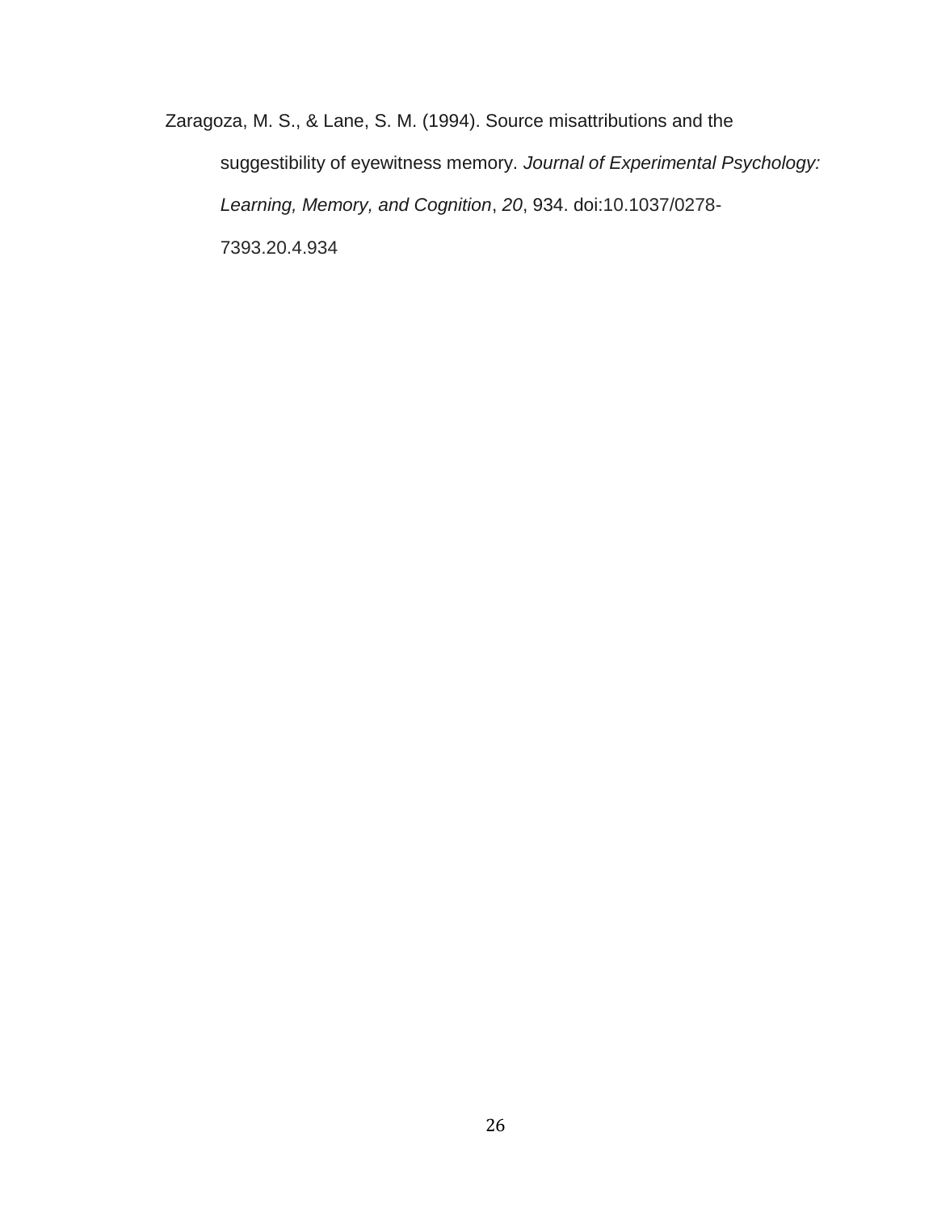Zaragoza, M. S., & Lane, S. M. (1994). Source misattributions and the suggestibility of eyewitness memory. *Journal of Experimental Psychology: Learning, Memory, and Cognition*, *20*, 934. doi:10.1037/0278-7393.20.4.934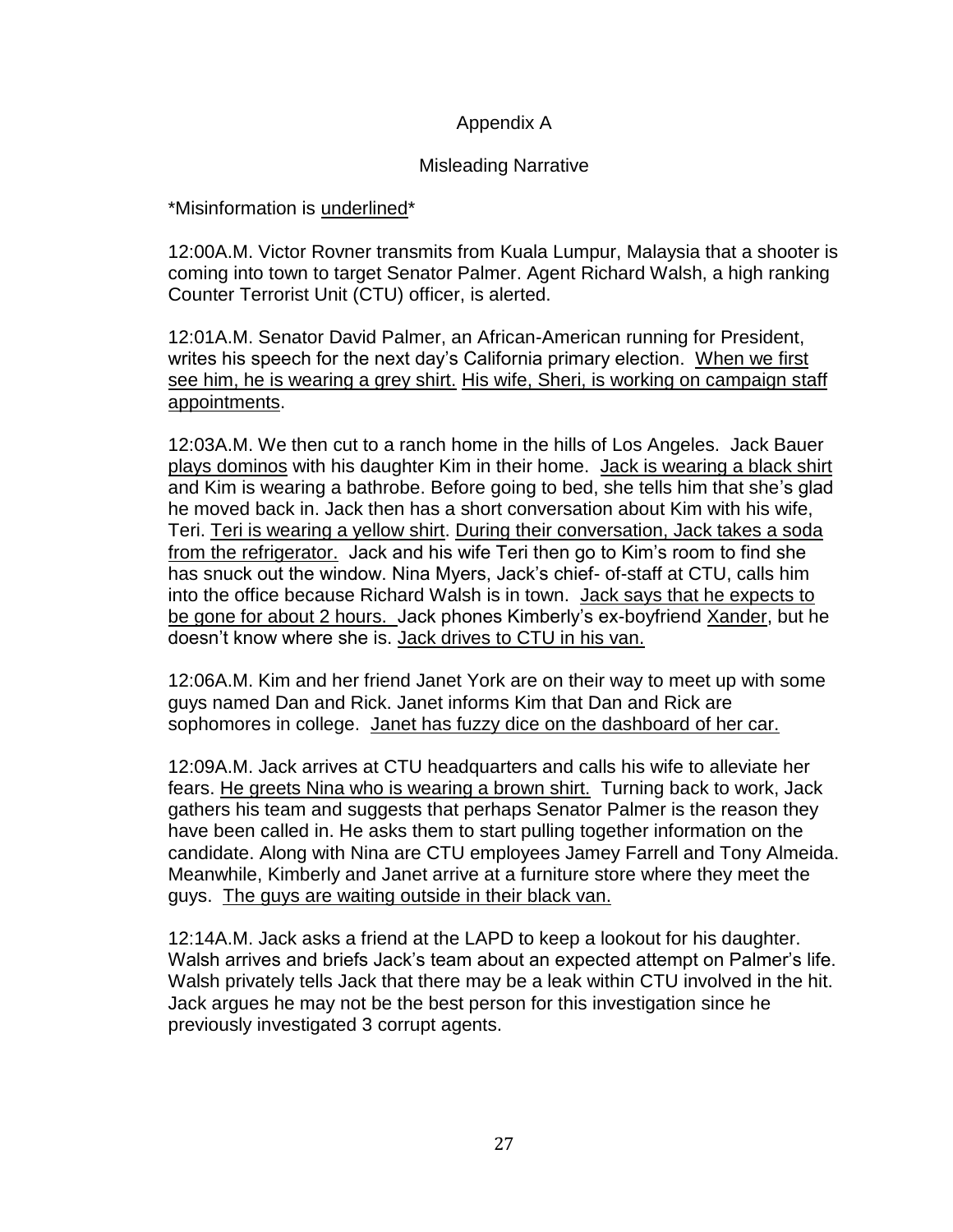## Appendix A

### Misleading Narrative

*Misinformation is <u>underlined</u>*

12:00A.M. Victor Rovner transmits from Kuala Lumpur, Malaysia that a shooter is coming into town to target Senator Palmer. Agent Richard Walsh, a high ranking Counter Terrorist Unit (CTU) officer, is alerted.

12:01A.M. Senator David Palmer, an African-American running for President, writes his speech for the next day's California primary election. <u>When we first see him, he is wearing a grey shirt.</u> <u>His wife, Sheri, is working on campaign staff appointments</u>.

12:03A.M. We then cut to a ranch home in the hills of Los Angeles. Jack Bauer <u>plays dominos</u> with his daughter Kim in their home. <u>Jack is wearing a black shirt</u> and Kim is wearing a bathrobe. Before going to bed, she tells him that she's glad he moved back in. Jack then has a short conversation about Kim with his wife, Teri. <u>Teri is wearing a yellow shirt</u>. <u>During their conversation, Jack takes a soda from the refrigerator.</u> Jack and his wife Teri then go to Kim's room to find she has snuck out the window. Nina Myers, Jack's chief- of-staff at CTU, calls him into the office because Richard Walsh is in town. <u>Jack says that he expects to be gone for about 2 hours.</u> Jack phones Kimberly's ex-boyfriend <u>Xander</u>, but he doesn't know where she is. <u>Jack drives to CTU in his van.</u>

12:06A.M. Kim and her friend Janet York are on their way to meet up with some guys named Dan and Rick. Janet informs Kim that Dan and Rick are sophomores in college. <u>Janet has fuzzy dice on the dashboard of her car.</u>

12:09A.M. Jack arrives at CTU headquarters and calls his wife to alleviate her fears. <u>He greets Nina who is wearing a brown shirt.</u> Turning back to work, Jack gathers his team and suggests that perhaps Senator Palmer is the reason they have been called in. He asks them to start pulling together information on the candidate. Along with Nina are CTU employees Jamey Farrell and Tony Almeida. Meanwhile, Kimberly and Janet arrive at a furniture store where they meet the guys. <u>The guys are waiting outside in their black van.</u>

12:14A.M. Jack asks a friend at the LAPD to keep a lookout for his daughter. Walsh arrives and briefs Jack's team about an expected attempt on Palmer's life. Walsh privately tells Jack that there may be a leak within CTU involved in the hit. Jack argues he may not be the best person for this investigation since he previously investigated 3 corrupt agents.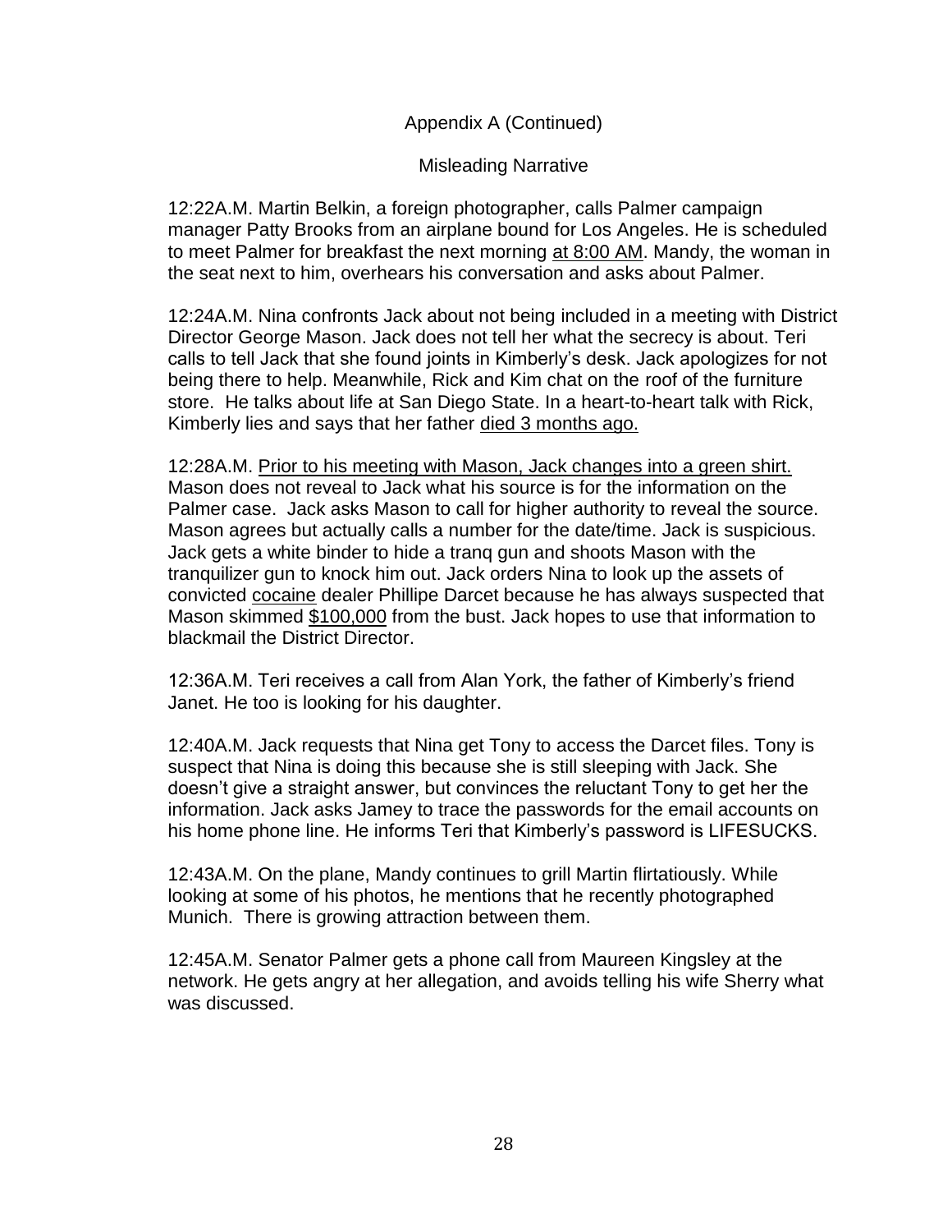Appendix A (Continued)

Misleading Narrative

12:22A.M. Martin Belkin, a foreign photographer, calls Palmer campaign manager Patty Brooks from an airplane bound for Los Angeles. He is scheduled to meet Palmer for breakfast the next morning <u>at 8:00 AM</u>. Mandy, the woman in the seat next to him, overhears his conversation and asks about Palmer.

12:24A.M. Nina confronts Jack about not being included in a meeting with District Director George Mason. Jack does not tell her what the secrecy is about. Teri calls to tell Jack that she found joints in Kimberly's desk. Jack apologizes for not being there to help. Meanwhile, Rick and Kim chat on the roof of the furniture store. He talks about life at San Diego State. In a heart-to-heart talk with Rick, Kimberly lies and says that her father <u>died 3 months ago.</u>

12:28A.M. <u>Prior to his meeting with Mason, Jack changes into a green shirt.</u> Mason does not reveal to Jack what his source is for the information on the Palmer case. Jack asks Mason to call for higher authority to reveal the source. Mason agrees but actually calls a number for the date/time. Jack is suspicious. Jack gets a white binder to hide a tranq gun and shoots Mason with the tranquilizer gun to knock him out. Jack orders Nina to look up the assets of convicted <u>cocaine</u> dealer Phillipe Darcet because he has always suspected that Mason skimmed <u>$100,000</u> from the bust. Jack hopes to use that information to blackmail the District Director.

12:36A.M. Teri receives a call from Alan York, the father of Kimberly's friend Janet. He too is looking for his daughter.

12:40A.M. Jack requests that Nina get Tony to access the Darcet files. Tony is suspect that Nina is doing this because she is still sleeping with Jack. She doesn't give a straight answer, but convinces the reluctant Tony to get her the information. Jack asks Jamey to trace the passwords for the email accounts on his home phone line. He informs Teri that Kimberly's password is LIFESUCKS.

12:43A.M. On the plane, Mandy continues to grill Martin flirtatiously. While looking at some of his photos, he mentions that he recently photographed Munich. There is growing attraction between them.

12:45A.M. Senator Palmer gets a phone call from Maureen Kingsley at the network. He gets angry at her allegation, and avoids telling his wife Sherry what was discussed.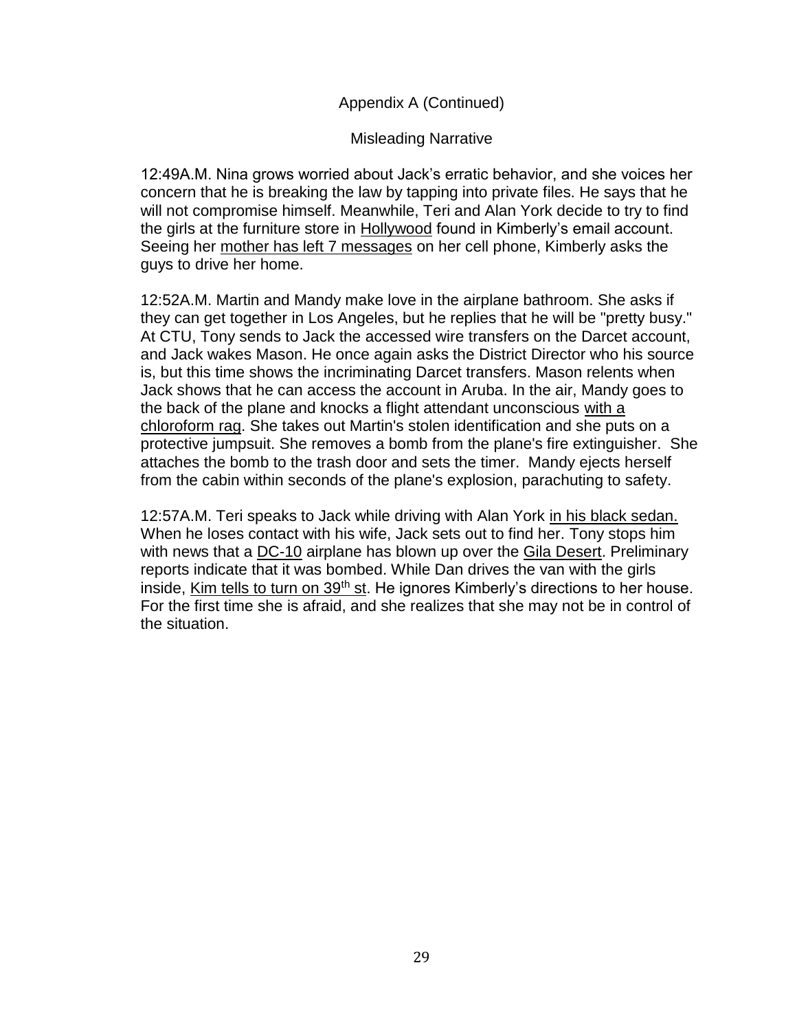Appendix A (Continued)

Misleading Narrative

12:49A.M. Nina grows worried about Jack's erratic behavior, and she voices her concern that he is breaking the law by tapping into private files. He says that he will not compromise himself. Meanwhile, Teri and Alan York decide to try to find the girls at the furniture store in <u>Hollywood</u> found in Kimberly's email account. Seeing her <u>mother has left 7 messages</u> on her cell phone, Kimberly asks the guys to drive her home.

12:52A.M. Martin and Mandy make love in the airplane bathroom. She asks if they can get together in Los Angeles, but he replies that he will be "pretty busy." At CTU, Tony sends to Jack the accessed wire transfers on the Darcet account, and Jack wakes Mason. He once again asks the District Director who his source is, but this time shows the incriminating Darcet transfers. Mason relents when Jack shows that he can access the account in Aruba. In the air, Mandy goes to the back of the plane and knocks a flight attendant unconscious <u>with a chloroform rag</u>. She takes out Martin's stolen identification and she puts on a protective jumpsuit. She removes a bomb from the plane's fire extinguisher. She attaches the bomb to the trash door and sets the timer. Mandy ejects herself from the cabin within seconds of the plane's explosion, parachuting to safety.

12:57A.M. Teri speaks to Jack while driving with Alan York <u>in his black sedan.</u> When he loses contact with his wife, Jack sets out to find her. Tony stops him with news that a <u>DC-10</u> airplane has blown up over the <u>Gila Desert</u>. Preliminary reports indicate that it was bombed. While Dan drives the van with the girls inside, <u>Kim tells to turn on 39th st</u>. He ignores Kimberly's directions to her house. For the first time she is afraid, and she realizes that she may not be in control of the situation.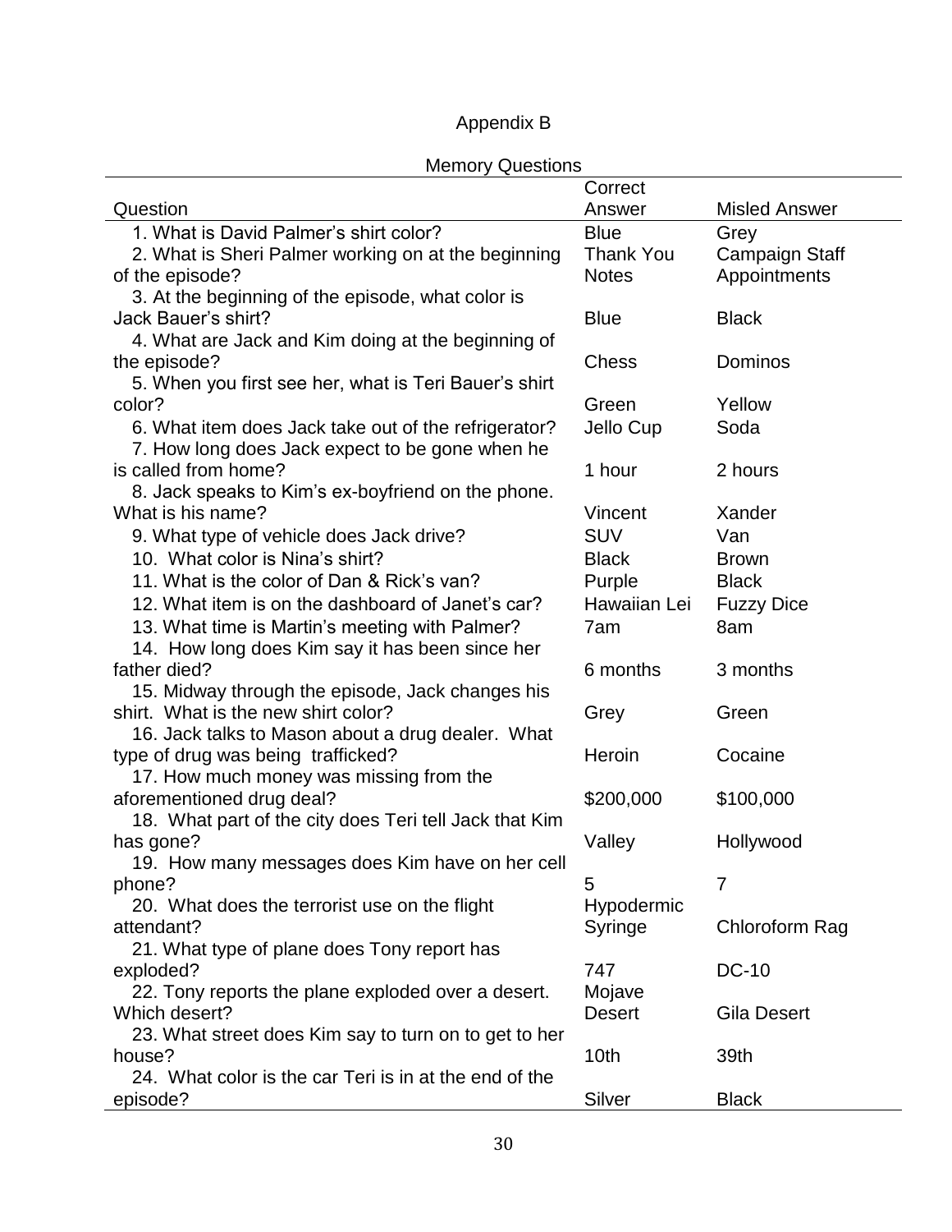# Appendix B

Memory Questions

| Question | Correct Answer | Misled Answer |
|---|---|---|
| 1. What is David Palmer's shirt color? | Blue | Grey |
| 2. What is Sheri Palmer working on at the beginning of the episode? | Thank You Notes | Campaign Staff Appointments |
| 3. At the beginning of the episode, what color is Jack Bauer's shirt? | Blue | Black |
| 4. What are Jack and Kim doing at the beginning of the episode? | Chess | Dominos |
| 5. When you first see her, what is Teri Bauer's shirt color? | Green | Yellow |
| 6. What item does Jack take out of the refrigerator? | Jello Cup | Soda |
| 7. How long does Jack expect to be gone when he is called from home? | 1 hour | 2 hours |
| 8. Jack speaks to Kim's ex-boyfriend on the phone. What is his name? | Vincent | Xander |
| 9. What type of vehicle does Jack drive? | SUV | Van |
| 10. What color is Nina's shirt? | Black | Brown |
| 11. What is the color of Dan & Rick's van? | Purple | Black |
| 12. What item is on the dashboard of Janet's car? | Hawaiian Lei | Fuzzy Dice |
| 13. What time is Martin's meeting with Palmer? | 7am | 8am |
| 14. How long does Kim say it has been since her father died? | 6 months | 3 months |
| 15. Midway through the episode, Jack changes his shirt. What is the new shirt color? | Grey | Green |
| 16. Jack talks to Mason about a drug dealer. What type of drug was being trafficked? | Heroin | Cocaine |
| 17. How much money was missing from the aforementioned drug deal? | \$200,000 | \$100,000 |
| 18. What part of the city does Teri tell Jack that Kim has gone? | Valley | Hollywood |
| 19. How many messages does Kim have on her cell phone? | 5 | 7 |
| 20. What does the terrorist use on the flight attendant? | Hypodermic Syringe | Chloroform Rag |
| 21. What type of plane does Tony report has exploded? | 747 | DC-10 |
| 22. Tony reports the plane exploded over a desert. Which desert? | Mojave Desert | Gila Desert |
| 23. What street does Kim say to turn on to get to her house? | 10th | 39th |
| 24. What color is the car Teri is in at the end of the episode? | Silver | Black |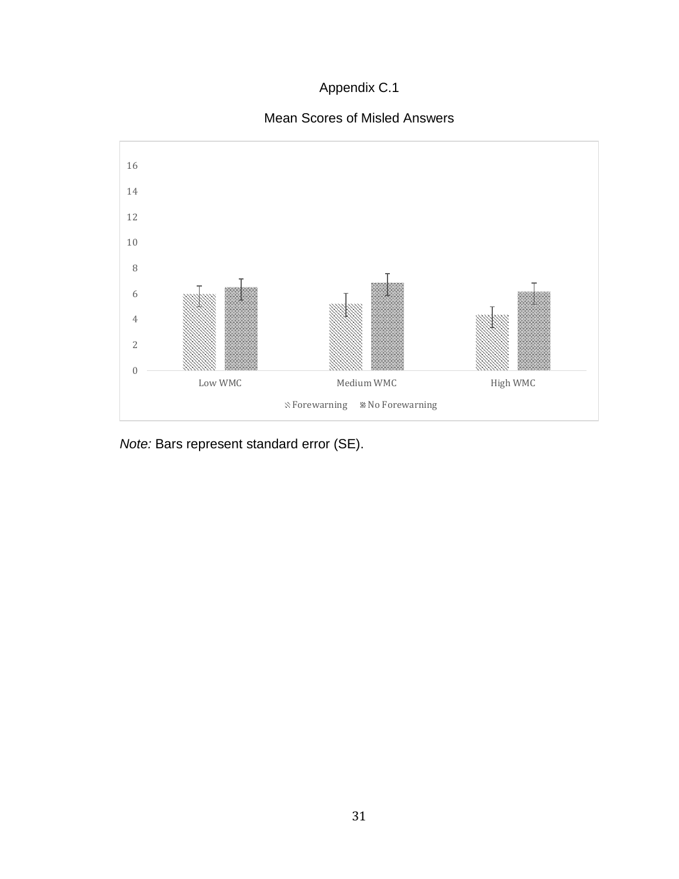Appendix C.1

Mean Scores of Misled Answers

*Note:* Bars represent standard error (SE).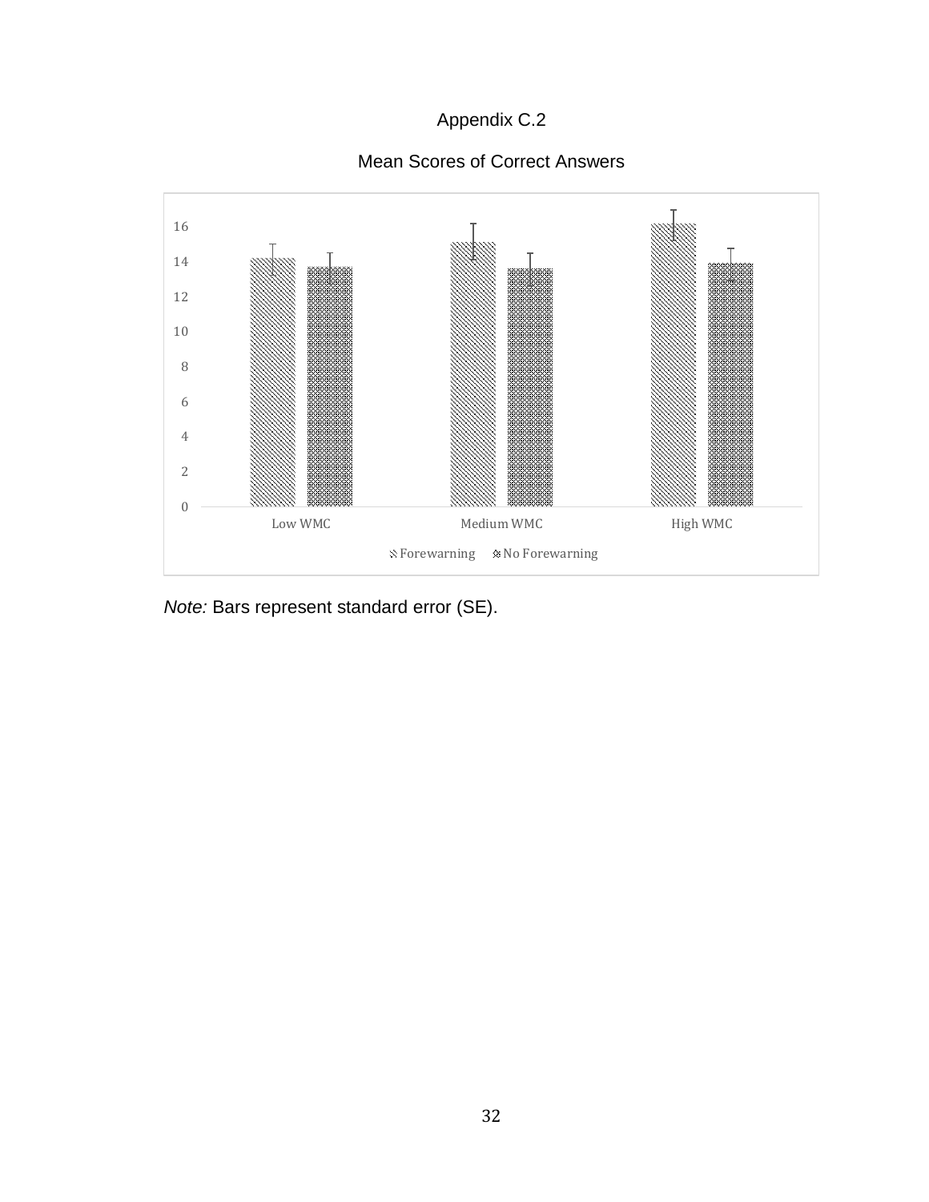Appendix C.2

Mean Scores of Correct Answers

*Note:* Bars represent standard error (SE).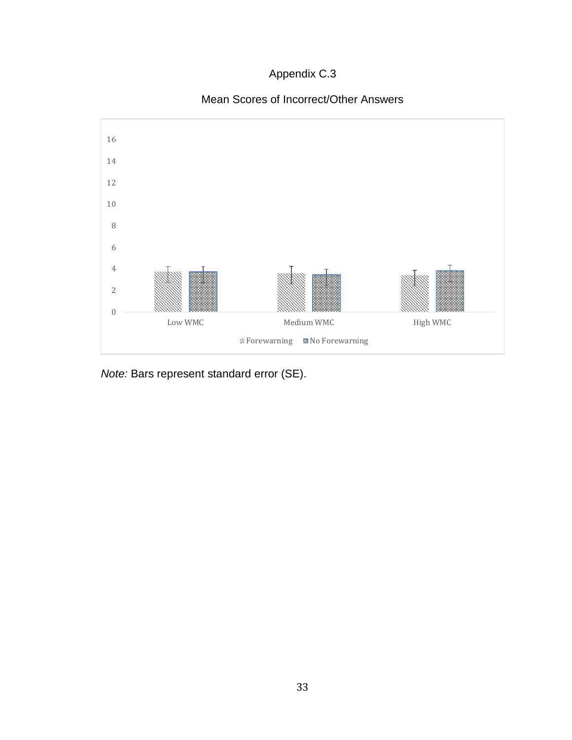Appendix C.3

Mean Scores of Incorrect/Other Answers

16
14
12
10
8
6
4
2
0

Low WMC
Medium WMC
High WMC

Forewarning
No Forewarning

*Note:* Bars represent standard error (SE).